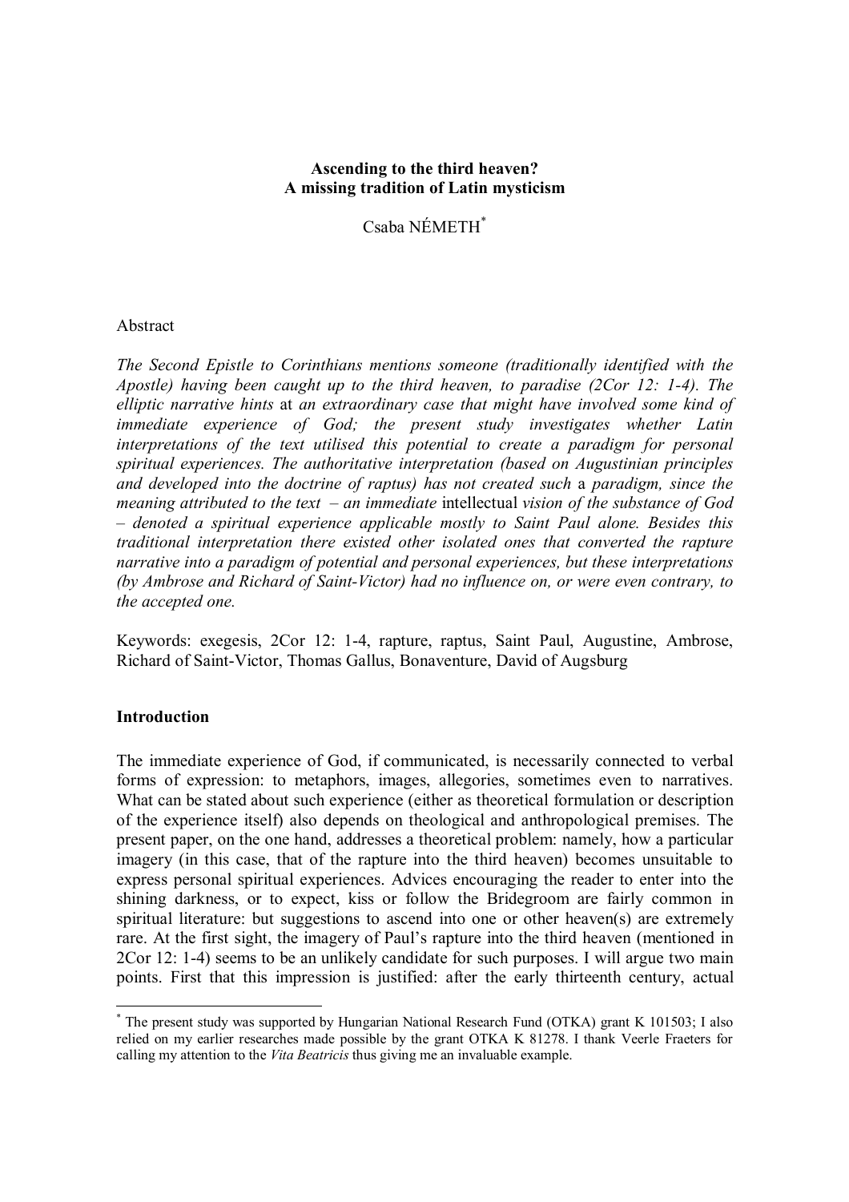**Ascending to the third heaven?**
**A missing tradition of Latin mysticism**

Csaba NÉMETH[*]

Abstract

*The Second Epistle to Corinthians mentions someone (traditionally identified with the Apostle) having been caught up to the third heaven, to paradise (2Cor 12: 1-4). The elliptic narrative hints* at *an extraordinary case that might have involved some kind of immediate experience of God; the present study investigates whether Latin interpretations of the text utilised this potential to create a paradigm for personal spiritual experiences. The authoritative interpretation (based on Augustinian principles and developed into the doctrine of raptus) has not created such* a *paradigm, since the meaning attributed to the text – an immediate* intellectual *vision of the substance of God – denoted a spiritual experience applicable mostly to Saint Paul alone. Besides this traditional interpretation there existed other isolated ones that converted the rapture narrative into a paradigm of potential and personal experiences, but these interpretations (by Ambrose and Richard of Saint-Victor) had no influence on, or were even contrary, to the accepted one.*

Keywords: exegesis, 2Cor 12: 1-4, rapture, raptus, Saint Paul, Augustine, Ambrose, Richard of Saint-Victor, Thomas Gallus, Bonaventure, David of Augsburg

## Introduction

The immediate experience of God, if communicated, is necessarily connected to verbal forms of expression: to metaphors, images, allegories, sometimes even to narratives. What can be stated about such experience (either as theoretical formulation or description of the experience itself) also depends on theological and anthropological premises. The present paper, on the one hand, addresses a theoretical problem: namely, how a particular imagery (in this case, that of the rapture into the third heaven) becomes unsuitable to express personal spiritual experiences. Advices encouraging the reader to enter into the shining darkness, or to expect, kiss or follow the Bridegroom are fairly common in spiritual literature: but suggestions to ascend into one or other heaven(s) are extremely rare. At the first sight, the imagery of Paul's rapture into the third heaven (mentioned in 2Cor 12: 1-4) seems to be an unlikely candidate for such purposes. I will argue two main points. First that this impression is justified: after the early thirteenth century, actual

[*] The present study was supported by Hungarian National Research Fund (OTKA) grant K 101503; I also relied on my earlier researches made possible by the grant OTKA K 81278. I thank Veerle Fraeters for calling my attention to the *Vita Beatricis* thus giving me an invaluable example.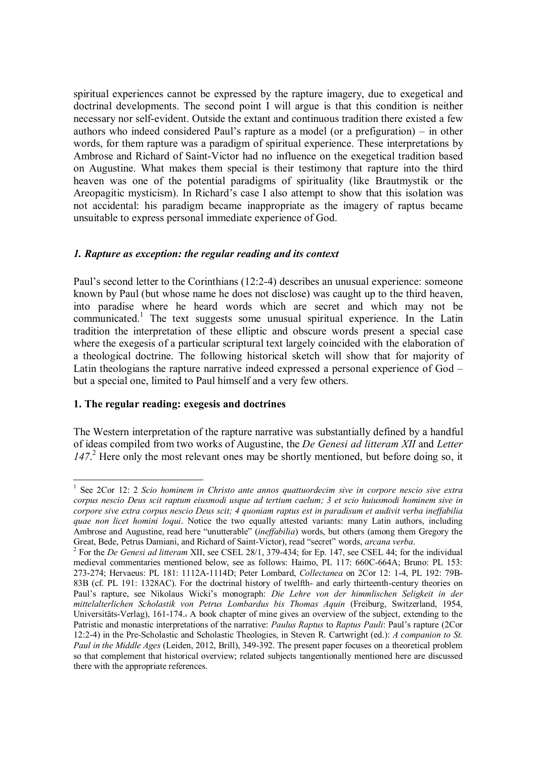spiritual experiences cannot be expressed by the rapture imagery, due to exegetical and doctrinal developments. The second point I will argue is that this condition is neither necessary nor self-evident. Outside the extant and continuous tradition there existed a few authors who indeed considered Paul's rapture as a model (or a prefiguration) – in other words, for them rapture was a paradigm of spiritual experience. These interpretations by Ambrose and Richard of Saint-Victor had no influence on the exegetical tradition based on Augustine. What makes them special is their testimony that rapture into the third heaven was one of the potential paradigms of spirituality (like Brautmystik or the Areopagitic mysticism). In Richard's case I also attempt to show that this isolation was not accidental: his paradigm became inappropriate as the imagery of raptus became unsuitable to express personal immediate experience of God.

### *1. Rapture as exception: the regular reading and its context*

Paul's second letter to the Corinthians (12:2-4) describes an unusual experience: someone known by Paul (but whose name he does not disclose) was caught up to the third heaven, into paradise where he heard words which are secret and which may not be communicated.[1] The text suggests some unusual spiritual experience. In the Latin tradition the interpretation of these elliptic and obscure words present a special case where the exegesis of a particular scriptural text largely coincided with the elaboration of a theological doctrine. The following historical sketch will show that for majority of Latin theologians the rapture narrative indeed expressed a personal experience of God – but a special one, limited to Paul himself and a very few others.

### **1. The regular reading: exegesis and doctrines**

The Western interpretation of the rapture narrative was substantially defined by a handful of ideas compiled from two works of Augustine, the *De Genesi ad litteram XII* and *Letter 147*.[2] Here only the most relevant ones may be shortly mentioned, but before doing so, it

---

[1] See 2Cor 12: 2 *Scio hominem in Christo ante annos quattuordecim sive in corpore nescio sive extra corpus nescio Deus scit raptum eiusmodi usque ad tertium caelum; 3 et scio huiusmodi hominem sive in corpore sive extra corpus nescio Deus scit; 4 quoniam raptus est in paradisum et audivit verba ineffabilia quae non licet homini loqui*. Notice the two equally attested variants: many Latin authors, including Ambrose and Augustine, read here "unutterable" (*ineffabilia*) words, but others (among them Gregory the Great, Bede, Petrus Damiani, and Richard of Saint-Victor), read "secret" words, *arcana verba*.

[2] For the *De Genesi ad litteram* XII, see CSEL 28/1, 379-434; for Ep. 147, see CSEL 44; for the individual medieval commentaries mentioned below, see as follows: Haimo, PL 117: 660C-664A; Bruno: PL 153: 273-274; Hervaeus: PL 181: 1112A-1114D; Peter Lombard, *Collectanea* on 2Cor 12: 1-4, PL 192: 79B-83B (cf. PL 191: 1328AC). For the doctrinal history of twelfth- and early thirteenth-century theories on Paul's rapture, see Nikolaus Wicki's monograph: *Die Lehre von der himmlischen Seligkeit in der mittelalterlichen Scholastik von Petrus Lombardus bis Thomas Aquin* (Freiburg, Switzerland, 1954, Universitäts-Verlag), 161-174.. A book chapter of mine gives an overview of the subject, extending to the Patristic and monastic interpretations of the narrative: *Paulus Raptus* to *Raptus Pauli*: Paul's rapture (2Cor 12:2-4) in the Pre-Scholastic and Scholastic Theologies, in Steven R. Cartwright (ed.): *A companion to St. Paul in the Middle Ages* (Leiden, 2012, Brill), 349-392. The present paper focuses on a theoretical problem so that complement that historical overview; related subjects tangentionally mentioned here are discussed there with the appropriate references.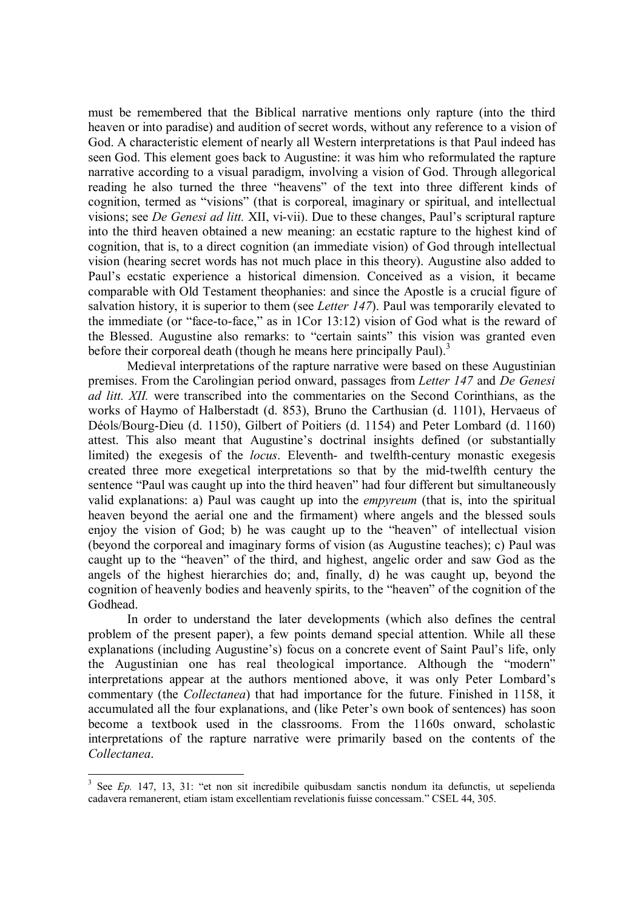must be remembered that the Biblical narrative mentions only rapture (into the third heaven or into paradise) and audition of secret words, without any reference to a vision of God. A characteristic element of nearly all Western interpretations is that Paul indeed has seen God. This element goes back to Augustine: it was him who reformulated the rapture narrative according to a visual paradigm, involving a vision of God. Through allegorical reading he also turned the three "heavens" of the text into three different kinds of cognition, termed as "visions" (that is corporeal, imaginary or spiritual, and intellectual visions; see *De Genesi ad litt.* XII, vi-vii). Due to these changes, Paul's scriptural rapture into the third heaven obtained a new meaning: an ecstatic rapture to the highest kind of cognition, that is, to a direct cognition (an immediate vision) of God through intellectual vision (hearing secret words has not much place in this theory). Augustine also added to Paul's ecstatic experience a historical dimension. Conceived as a vision, it became comparable with Old Testament theophanies: and since the Apostle is a crucial figure of salvation history, it is superior to them (see *Letter 147*). Paul was temporarily elevated to the immediate (or "face-to-face," as in 1Cor 13:12) vision of God what is the reward of the Blessed. Augustine also remarks: to "certain saints" this vision was granted even before their corporeal death (though he means here principally Paul).[3]

Medieval interpretations of the rapture narrative were based on these Augustinian premises. From the Carolingian period onward, passages from *Letter 147* and *De Genesi ad litt. XII.* were transcribed into the commentaries on the Second Corinthians, as the works of Haymo of Halberstadt (d. 853), Bruno the Carthusian (d. 1101), Hervaeus of Déols/Bourg-Dieu (d. 1150), Gilbert of Poitiers (d. 1154) and Peter Lombard (d. 1160) attest. This also meant that Augustine's doctrinal insights defined (or substantially limited) the exegesis of the *locus*. Eleventh- and twelfth-century monastic exegesis created three more exegetical interpretations so that by the mid-twelfth century the sentence "Paul was caught up into the third heaven" had four different but simultaneously valid explanations: a) Paul was caught up into the *empyreum* (that is, into the spiritual heaven beyond the aerial one and the firmament) where angels and the blessed souls enjoy the vision of God; b) he was caught up to the "heaven" of intellectual vision (beyond the corporeal and imaginary forms of vision (as Augustine teaches); c) Paul was caught up to the "heaven" of the third, and highest, angelic order and saw God as the angels of the highest hierarchies do; and, finally, d) he was caught up, beyond the cognition of heavenly bodies and heavenly spirits, to the "heaven" of the cognition of the Godhead.

In order to understand the later developments (which also defines the central problem of the present paper), a few points demand special attention. While all these explanations (including Augustine's) focus on a concrete event of Saint Paul's life, only the Augustinian one has real theological importance. Although the "modern" interpretations appear at the authors mentioned above, it was only Peter Lombard's commentary (the *Collectanea*) that had importance for the future. Finished in 1158, it accumulated all the four explanations, and (like Peter's own book of sentences) has soon become a textbook used in the classrooms. From the 1160s onward, scholastic interpretations of the rapture narrative were primarily based on the contents of the *Collectanea*.

---

[3] See *Ep.* 147, 13, 31: "et non sit incredibile quibusdam sanctis nondum ita defunctis, ut sepelienda cadavera remanerent, etiam istam excellentiam revelationis fuisse concessam." CSEL 44, 305.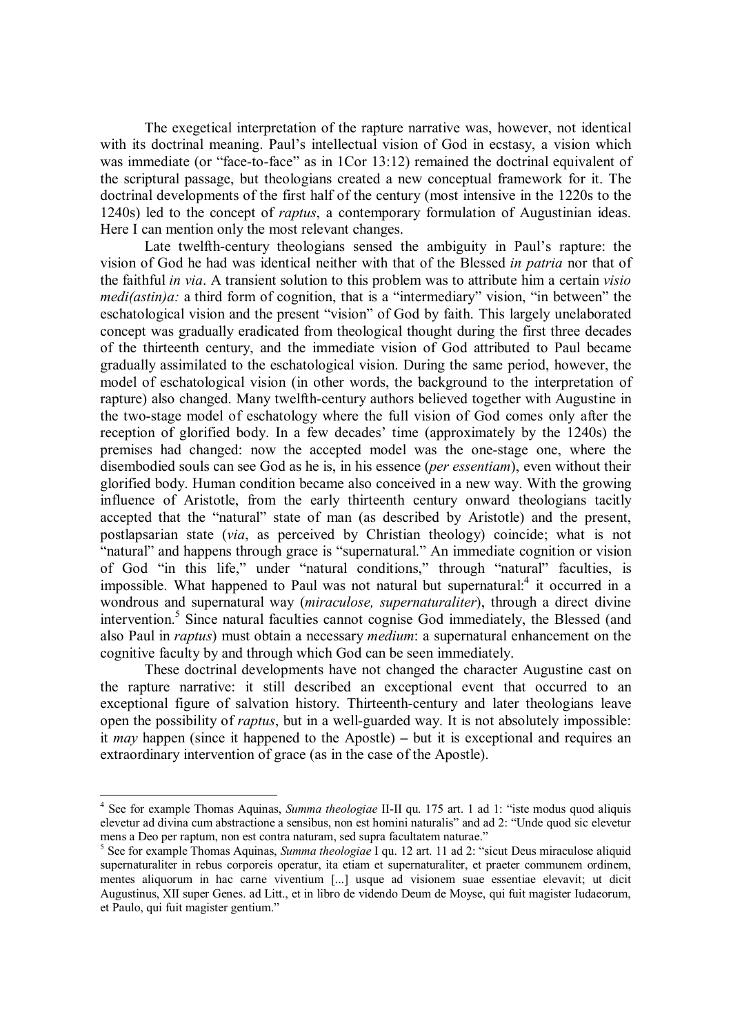The exegetical interpretation of the rapture narrative was, however, not identical with its doctrinal meaning. Paul's intellectual vision of God in ecstasy, a vision which was immediate (or "face-to-face" as in 1Cor 13:12) remained the doctrinal equivalent of the scriptural passage, but theologians created a new conceptual framework for it. The doctrinal developments of the first half of the century (most intensive in the 1220s to the 1240s) led to the concept of *raptus*, a contemporary formulation of Augustinian ideas. Here I can mention only the most relevant changes.

Late twelfth-century theologians sensed the ambiguity in Paul's rapture: the vision of God he had was identical neither with that of the Blessed *in patria* nor that of the faithful *in via*. A transient solution to this problem was to attribute him a certain *visio medi(astin)a:* a third form of cognition, that is a "intermediary" vision, "in between" the eschatological vision and the present "vision" of God by faith. This largely unelaborated concept was gradually eradicated from theological thought during the first three decades of the thirteenth century, and the immediate vision of God attributed to Paul became gradually assimilated to the eschatological vision. During the same period, however, the model of eschatological vision (in other words, the background to the interpretation of rapture) also changed. Many twelfth-century authors believed together with Augustine in the two-stage model of eschatology where the full vision of God comes only after the reception of glorified body. In a few decades' time (approximately by the 1240s) the premises had changed: now the accepted model was the one-stage one, where the disembodied souls can see God as he is, in his essence (*per essentiam*), even without their glorified body. Human condition became also conceived in a new way. With the growing influence of Aristotle, from the early thirteenth century onward theologians tacitly accepted that the "natural" state of man (as described by Aristotle) and the present, postlapsarian state (*via*, as perceived by Christian theology) coincide; what is not "natural" and happens through grace is "supernatural." An immediate cognition or vision of God "in this life," under "natural conditions," through "natural" faculties, is impossible. What happened to Paul was not natural but supernatural:[4] it occurred in a wondrous and supernatural way (*miraculose, supernaturaliter*), through a direct divine intervention.[5] Since natural faculties cannot cognise God immediately, the Blessed (and also Paul in *raptus*) must obtain a necessary *medium*: a supernatural enhancement on the cognitive faculty by and through which God can be seen immediately.

These doctrinal developments have not changed the character Augustine cast on the rapture narrative: it still described an exceptional event that occurred to an exceptional figure of salvation history. Thirteenth-century and later theologians leave open the possibility of *raptus*, but in a well-guarded way. It is not absolutely impossible: it *may* happen (since it happened to the Apostle) – but it is exceptional and requires an extraordinary intervention of grace (as in the case of the Apostle).

---

[4] See for example Thomas Aquinas, *Summa theologiae* II-II qu. 175 art. 1 ad 1: "iste modus quod aliquis elevetur ad divina cum abstractione a sensibus, non est homini naturalis" and ad 2: "Unde quod sic elevetur mens a Deo per raptum, non est contra naturam, sed supra facultatem naturae."

[5] See for example Thomas Aquinas, *Summa theologiae* I qu. 12 art. 11 ad 2: "sicut Deus miraculose aliquid supernaturaliter in rebus corporeis operatur, ita etiam et supernaturaliter, et praeter communem ordinem, mentes aliquorum in hac carne viventium [...] usque ad visionem suae essentiae elevavit; ut dicit Augustinus, XII super Genes. ad Litt., et in libro de videndo Deum de Moyse, qui fuit magister Iudaeorum, et Paulo, qui fuit magister gentium."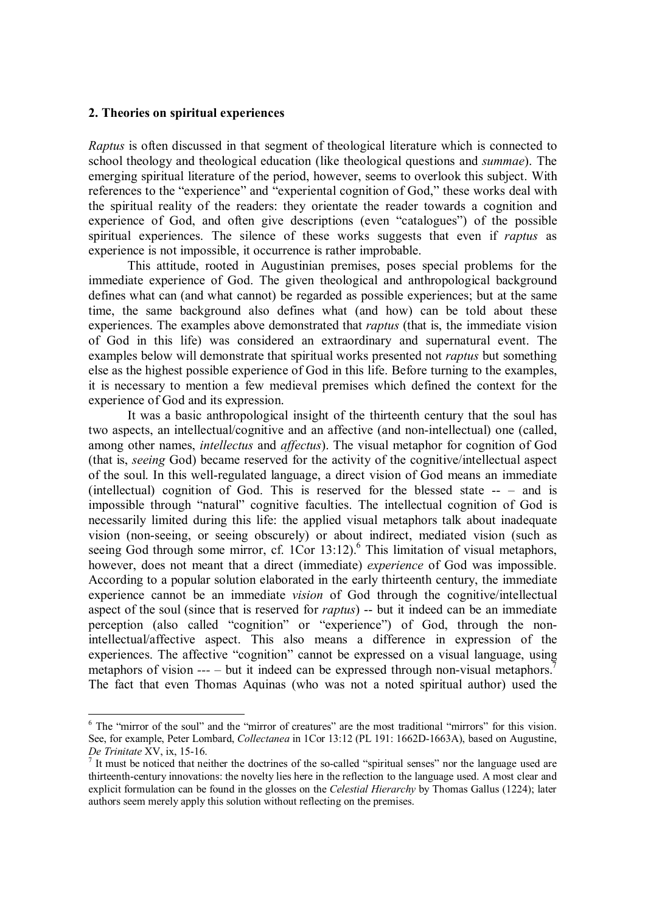## 2. Theories on spiritual experiences

*Raptus* is often discussed in that segment of theological literature which is connected to school theology and theological education (like theological questions and *summae*). The emerging spiritual literature of the period, however, seems to overlook this subject. With references to the "experience" and "experiental cognition of God," these works deal with the spiritual reality of the readers: they orientate the reader towards a cognition and experience of God, and often give descriptions (even "catalogues") of the possible spiritual experiences. The silence of these works suggests that even if *raptus* as experience is not impossible, it occurrence is rather improbable.

This attitude, rooted in Augustinian premises, poses special problems for the immediate experience of God. The given theological and anthropological background defines what can (and what cannot) be regarded as possible experiences; but at the same time, the same background also defines what (and how) can be told about these experiences. The examples above demonstrated that *raptus* (that is, the immediate vision of God in this life) was considered an extraordinary and supernatural event. The examples below will demonstrate that spiritual works presented not *raptus* but something else as the highest possible experience of God in this life. Before turning to the examples, it is necessary to mention a few medieval premises which defined the context for the experience of God and its expression.

It was a basic anthropological insight of the thirteenth century that the soul has two aspects, an intellectual/cognitive and an affective (and non-intellectual) one (called, among other names, *intellectus* and *affectus*). The visual metaphor for cognition of God (that is, *seeing* God) became reserved for the activity of the cognitive/intellectual aspect of the soul. In this well-regulated language, a direct vision of God means an immediate (intellectual) cognition of God. This is reserved for the blessed state -- – and is impossible through "natural" cognitive faculties. The intellectual cognition of God is necessarily limited during this life: the applied visual metaphors talk about inadequate vision (non-seeing, or seeing obscurely) or about indirect, mediated vision (such as seeing God through some mirror, cf. 1Cor 13:12).[6] This limitation of visual metaphors, however, does not meant that a direct (immediate) *experience* of God was impossible. According to a popular solution elaborated in the early thirteenth century, the immediate experience cannot be an immediate *vision* of God through the cognitive/intellectual aspect of the soul (since that is reserved for *raptus*) -- but it indeed can be an immediate perception (also called "cognition" or "experience") of God, through the non-intellectual/affective aspect. This also means a difference in expression of the experiences. The affective "cognition" cannot be expressed on a visual language, using metaphors of vision --- – but it indeed can be expressed through non-visual metaphors.[7] The fact that even Thomas Aquinas (who was not a noted spiritual author) used the

[6] The "mirror of the soul" and the "mirror of creatures" are the most traditional "mirrors" for this vision. See, for example, Peter Lombard, *Collectanea* in 1Cor 13:12 (PL 191: 1662D-1663A), based on Augustine, *De Trinitate* XV, ix, 15-16.

[7] It must be noticed that neither the doctrines of the so-called "spiritual senses" nor the language used are thirteenth-century innovations: the novelty lies here in the reflection to the language used. A most clear and explicit formulation can be found in the glosses on the *Celestial Hierarchy* by Thomas Gallus (1224); later authors seem merely apply this solution without reflecting on the premises.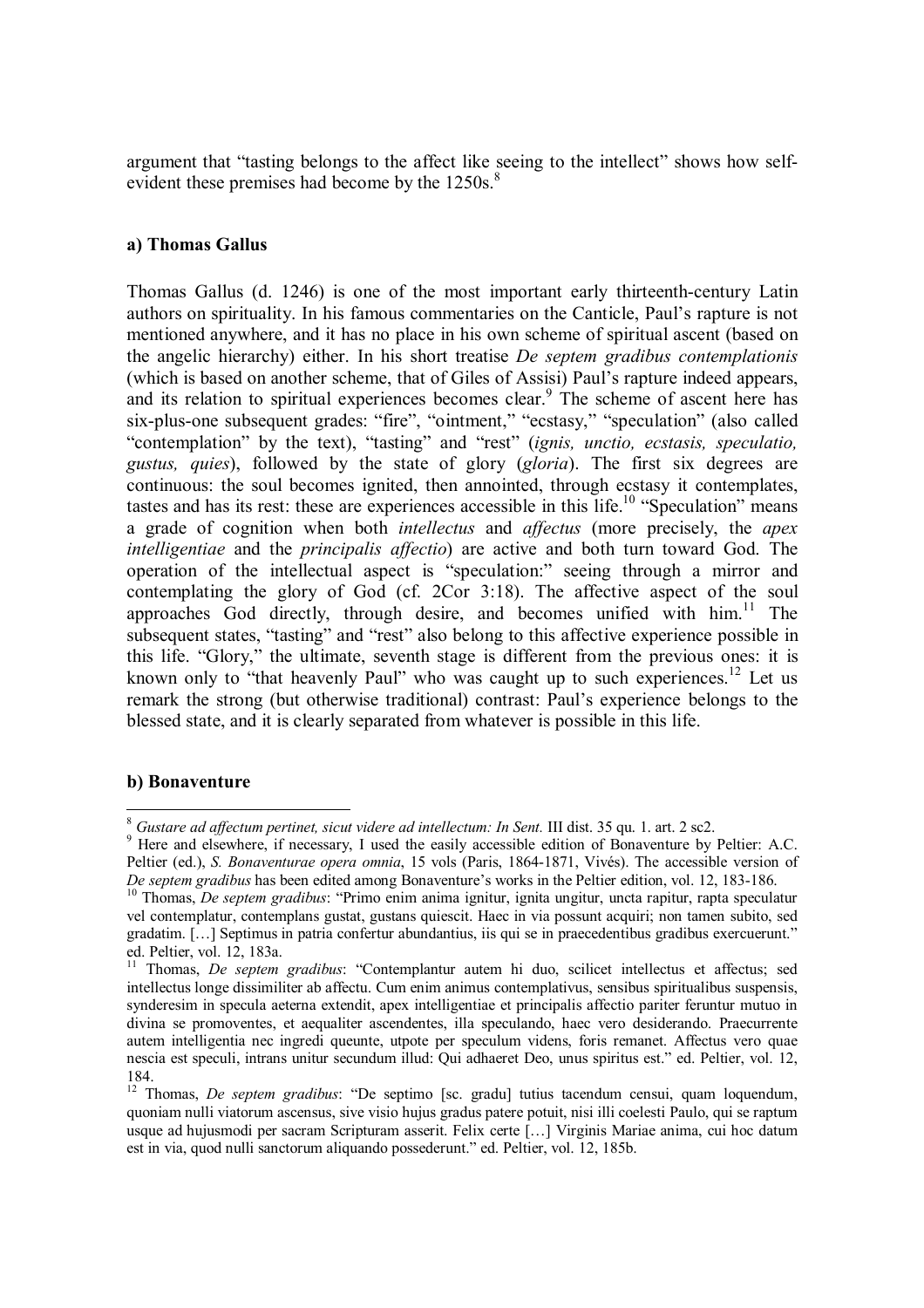argument that "tasting belongs to the affect like seeing to the intellect" shows how self-evident these premises had become by the 1250s.[8]

### a) Thomas Gallus

Thomas Gallus (d. 1246) is one of the most important early thirteenth-century Latin authors on spirituality. In his famous commentaries on the Canticle, Paul's rapture is not mentioned anywhere, and it has no place in his own scheme of spiritual ascent (based on the angelic hierarchy) either. In his short treatise *De septem gradibus contemplationis* (which is based on another scheme, that of Giles of Assisi) Paul's rapture indeed appears, and its relation to spiritual experiences becomes clear.[9] The scheme of ascent here has six-plus-one subsequent grades: "fire", "ointment," "ecstasy," "speculation" (also called "contemplation" by the text), "tasting" and "rest" (*ignis, unctio, ecstasis, speculatio, gustus, quies*), followed by the state of glory (*gloria*). The first six degrees are continuous: the soul becomes ignited, then annointed, through ecstasy it contemplates, tastes and has its rest: these are experiences accessible in this life.[10] "Speculation" means a grade of cognition when both *intellectus* and *affectus* (more precisely, the *apex intelligentiae* and the *principalis affectio*) are active and both turn toward God. The operation of the intellectual aspect is "speculation:" seeing through a mirror and contemplating the glory of God (cf. 2Cor 3:18). The affective aspect of the soul approaches God directly, through desire, and becomes unified with him.[11] The subsequent states, "tasting" and "rest" also belong to this affective experience possible in this life. "Glory," the ultimate, seventh stage is different from the previous ones: it is known only to "that heavenly Paul" who was caught up to such experiences.[12] Let us remark the strong (but otherwise traditional) contrast: Paul's experience belongs to the blessed state, and it is clearly separated from whatever is possible in this life.

### b) Bonaventure

---

[8] *Gustare ad affectum pertinet, sicut videre ad intellectum: In Sent.* III dist. 35 qu. 1. art. 2 sc2.

[9] Here and elsewhere, if necessary, I used the easily accessible edition of Bonaventure by Peltier: A.C. Peltier (ed.), *S. Bonaventurae opera omnia*, 15 vols (Paris, 1864-1871, Vivés). The accessible version of *De septem gradibus* has been edited among Bonaventure's works in the Peltier edition, vol. 12, 183-186.

[10] Thomas, *De septem gradibus*: "Primo enim anima ignitur, ignita ungitur, uncta rapitur, rapta speculatur vel contemplatur, contemplans gustat, gustans quiescit. Haec in via possunt acquiri; non tamen subito, sed gradatim. […] Septimus in patria confertur abundantius, iis qui se in praecedentibus gradibus exercuerunt." ed. Peltier, vol. 12, 183a.

[11] Thomas, *De septem gradibus*: "Contemplantur autem hi duo, scilicet intellectus et affectus; sed intellectus longe dissimiliter ab affectu. Cum enim animus contemplativus, sensibus spiritualibus suspensis, synderesim in specula aeterna extendit, apex intelligentiae et principalis affectio pariter feruntur mutuo in divina se promoventes, et aequaliter ascendentes, illa speculando, haec vero desiderando. Praecurrente autem intelligentia nec ingredi queunte, utpote per speculum videns, foris remanet. Affectus vero quae nescia est speculi, intrans unitur secundum illud: Qui adhaeret Deo, unus spiritus est." ed. Peltier, vol. 12, 184.

[12] Thomas, *De septem gradibus*: "De septimo [sc. gradu] tutius tacendum censui, quam loquendum, quoniam nulli viatorum ascensus, sive visio hujus gradus patere potuit, nisi illi coelesti Paulo, qui se raptum usque ad hujusmodi per sacram Scripturam asserit. Felix certe […] Virginis Mariae anima, cui hoc datum est in via, quod nulli sanctorum aliquando possederunt." ed. Peltier, vol. 12, 185b.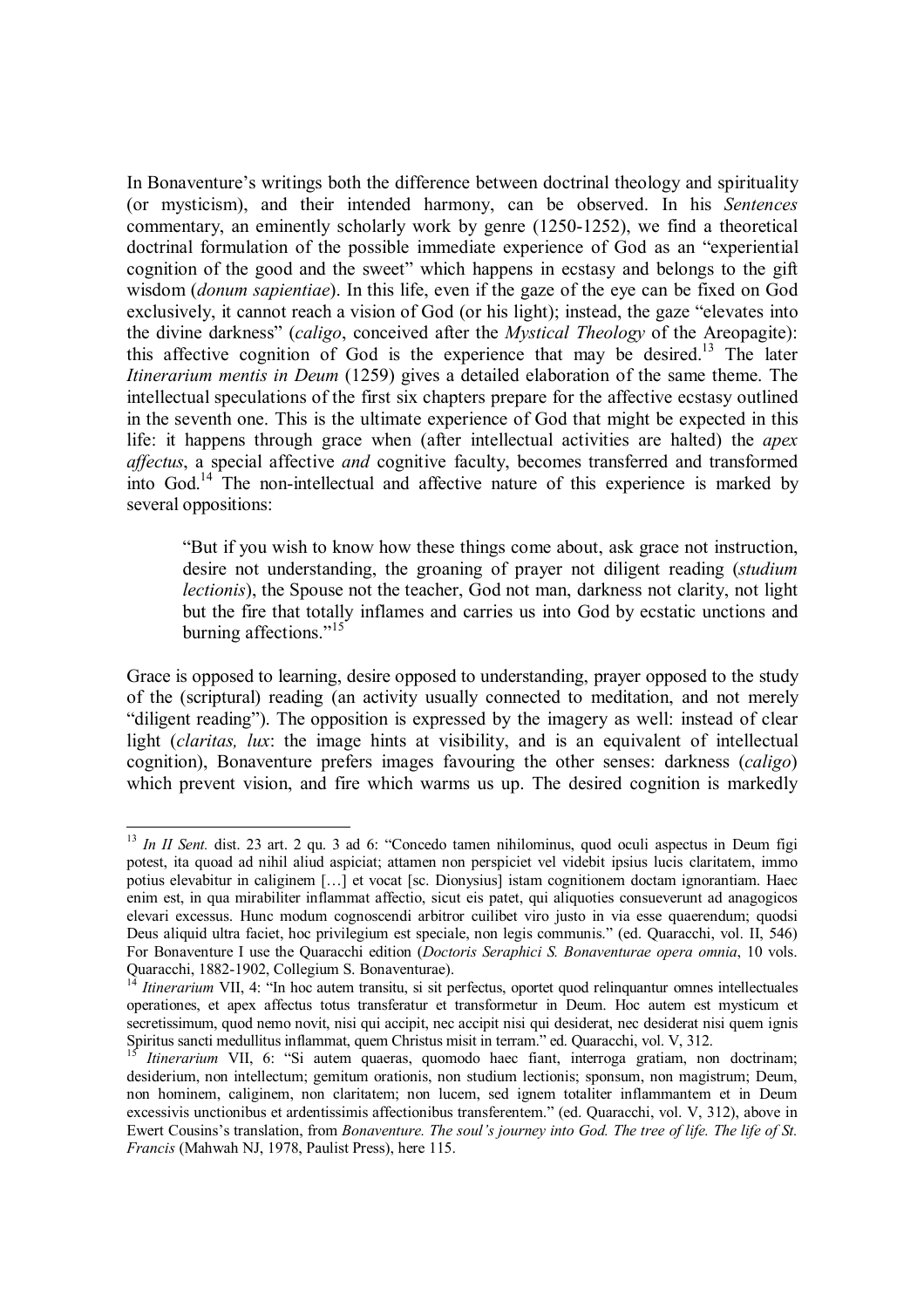In Bonaventure's writings both the difference between doctrinal theology and spirituality (or mysticism), and their intended harmony, can be observed. In his *Sentences* commentary, an eminently scholarly work by genre (1250-1252), we find a theoretical doctrinal formulation of the possible immediate experience of God as an "experiential cognition of the good and the sweet" which happens in ecstasy and belongs to the gift wisdom (*donum sapientiae*). In this life, even if the gaze of the eye can be fixed on God exclusively, it cannot reach a vision of God (or his light); instead, the gaze "elevates into the divine darkness" (*caligo*, conceived after the *Mystical Theology* of the Areopagite): this affective cognition of God is the experience that may be desired.[13] The later *Itinerarium mentis in Deum* (1259) gives a detailed elaboration of the same theme. The intellectual speculations of the first six chapters prepare for the affective ecstasy outlined in the seventh one. This is the ultimate experience of God that might be expected in this life: it happens through grace when (after intellectual activities are halted) the *apex affectus*, a special affective *and* cognitive faculty, becomes transferred and transformed into God.[14] The non-intellectual and affective nature of this experience is marked by several oppositions:

> "But if you wish to know how these things come about, ask grace not instruction, desire not understanding, the groaning of prayer not diligent reading (*studium lectionis*), the Spouse not the teacher, God not man, darkness not clarity, not light but the fire that totally inflames and carries us into God by ecstatic unctions and burning affections."[15]

Grace is opposed to learning, desire opposed to understanding, prayer opposed to the study of the (scriptural) reading (an activity usually connected to meditation, and not merely "diligent reading"). The opposition is expressed by the imagery as well: instead of clear light (*claritas, lux*: the image hints at visibility, and is an equivalent of intellectual cognition), Bonaventure prefers images favouring the other senses: darkness (*caligo*) which prevent vision, and fire which warms us up. The desired cognition is markedly

---

[13] *In II Sent.* dist. 23 art. 2 qu. 3 ad 6: "Concedo tamen nihilominus, quod oculi aspectus in Deum figi potest, ita quoad ad nihil aliud aspiciat; attamen non perspiciet vel videbit ipsius lucis claritatem, immo potius elevabitur in caliginem […] et vocat [sc. Dionysius] istam cognitionem doctam ignorantiam. Haec enim est, in qua mirabiliter inflammat affectio, sicut eis patet, qui aliquoties consueverunt ad anagogicos elevari excessus. Hunc modum cognoscendi arbitror cuilibet viro justo in via esse quaerendum; quodsi Deus aliquid ultra faciet, hoc privilegium est speciale, non legis communis." (ed. Quaracchi, vol. II, 546) For Bonaventure I use the Quaracchi edition (*Doctoris Seraphici S. Bonaventurae opera omnia*, 10 vols. Quaracchi, 1882-1902, Collegium S. Bonaventurae).

[14] *Itinerarium* VII, 4: "In hoc autem transitu, si sit perfectus, oportet quod relinquantur omnes intellectuales operationes, et apex affectus totus transferatur et transformetur in Deum. Hoc autem est mysticum et secretissimum, quod nemo novit, nisi qui accipit, nec accipit nisi qui desiderat, nec desiderat nisi quem ignis Spiritus sancti medullitus inflammat, quem Christus misit in terram." ed. Quaracchi, vol. V, 312.

[15] *Itinerarium* VII, 6: "Si autem quaeras, quomodo haec fiant, interroga gratiam, non doctrinam; desiderium, non intellectum; gemitum orationis, non studium lectionis; sponsum, non magistrum; Deum, non hominem, caliginem, non claritatem; non lucem, sed ignem totaliter inflammantem et in Deum excessivis unctionibus et ardentissimis affectionibus transferentem." (ed. Quaracchi, vol. V, 312), above in Ewert Cousins's translation, from *Bonaventure. The soul's journey into God. The tree of life. The life of St. Francis* (Mahwah NJ, 1978, Paulist Press), here 115.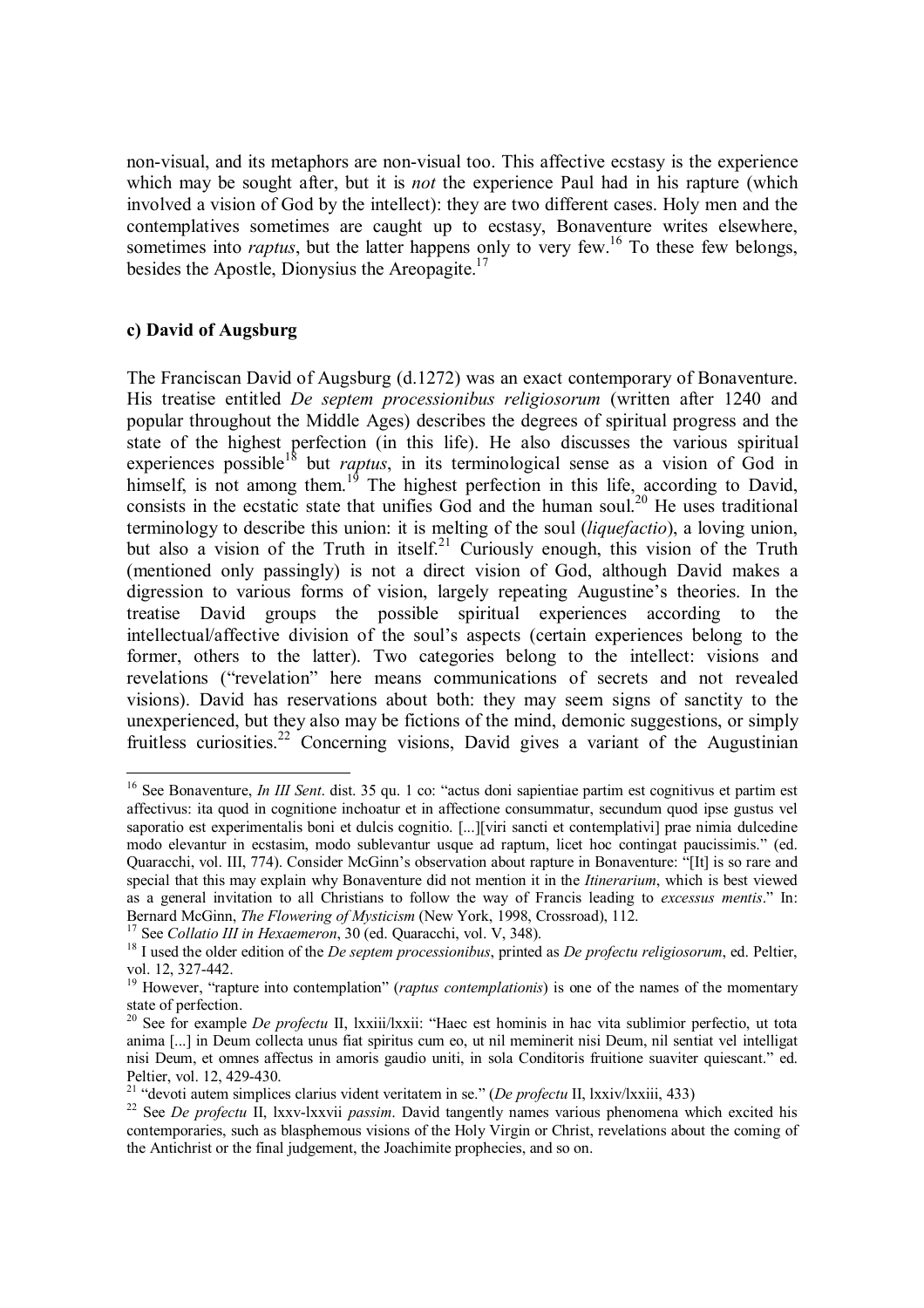non-visual, and its metaphors are non-visual too. This affective ecstasy is the experience which may be sought after, but it is *not* the experience Paul had in his rapture (which involved a vision of God by the intellect): they are two different cases. Holy men and the contemplatives sometimes are caught up to ecstasy, Bonaventure writes elsewhere, sometimes into *raptus*, but the latter happens only to very few.[16] To these few belongs, besides the Apostle, Dionysius the Areopagite.[17]

### c) David of Augsburg

The Franciscan David of Augsburg (d.1272) was an exact contemporary of Bonaventure. His treatise entitled *De septem processionibus religiosorum* (written after 1240 and popular throughout the Middle Ages) describes the degrees of spiritual progress and the state of the highest perfection (in this life). He also discusses the various spiritual experiences possible[18] but *raptus*, in its terminological sense as a vision of God in himself, is not among them.[19] The highest perfection in this life, according to David, consists in the ecstatic state that unifies God and the human soul.[20] He uses traditional terminology to describe this union: it is melting of the soul (*liquefactio*), a loving union, but also a vision of the Truth in itself.[21] Curiously enough, this vision of the Truth (mentioned only passingly) is not a direct vision of God, although David makes a digression to various forms of vision, largely repeating Augustine's theories. In the treatise David groups the possible spiritual experiences according to the intellectual/affective division of the soul's aspects (certain experiences belong to the former, others to the latter). Two categories belong to the intellect: visions and revelations ("revelation" here means communications of secrets and not revealed visions). David has reservations about both: they may seem signs of sanctity to the unexperienced, but they also may be fictions of the mind, demonic suggestions, or simply fruitless curiosities.[22] Concerning visions, David gives a variant of the Augustinian

---

[16] See Bonaventure, *In III Sent*. dist. 35 qu. 1 co: "actus doni sapientiae partim est cognitivus et partim est affectivus: ita quod in cognitione inchoatur et in affectione consummatur, secundum quod ipse gustus vel saporatio est experimentalis boni et dulcis cognitio. [...][viri sancti et contemplativi] prae nimia dulcedine modo elevantur in ecstasim, modo sublevantur usque ad raptum, licet hoc contingat paucissimis." (ed. Quaracchi, vol. III, 774). Consider McGinn's observation about rapture in Bonaventure: "[It] is so rare and special that this may explain why Bonaventure did not mention it in the *Itinerarium*, which is best viewed as a general invitation to all Christians to follow the way of Francis leading to *excessus mentis*." In: Bernard McGinn, *The Flowering of Mysticism* (New York, 1998, Crossroad), 112.

[17] See *Collatio III in Hexaemeron*, 30 (ed. Quaracchi, vol. V, 348).

[18] I used the older edition of the *De septem processionibus*, printed as *De profectu religiosorum*, ed. Peltier, vol. 12, 327-442.

[19] However, "rapture into contemplation" (*raptus contemplationis*) is one of the names of the momentary state of perfection.

[20] See for example *De profectu* II, lxxiii/lxxii: "Haec est hominis in hac vita sublimior perfectio, ut tota anima [...] in Deum collecta unus fiat spiritus cum eo, ut nil meminerit nisi Deum, nil sentiat vel intelligat nisi Deum, et omnes affectus in amoris gaudio uniti, in sola Conditoris fruitione suaviter quiescant." ed. Peltier, vol. 12, 429-430.

[21] "devoti autem simplices clarius vident veritatem in se." (*De profectu* II, lxxiv/lxxiii, 433)

[22] See *De profectu* II, lxxv-lxxvii *passim*. David tangently names various phenomena which excited his contemporaries, such as blasphemous visions of the Holy Virgin or Christ, revelations about the coming of the Antichrist or the final judgement, the Joachimite prophecies, and so on.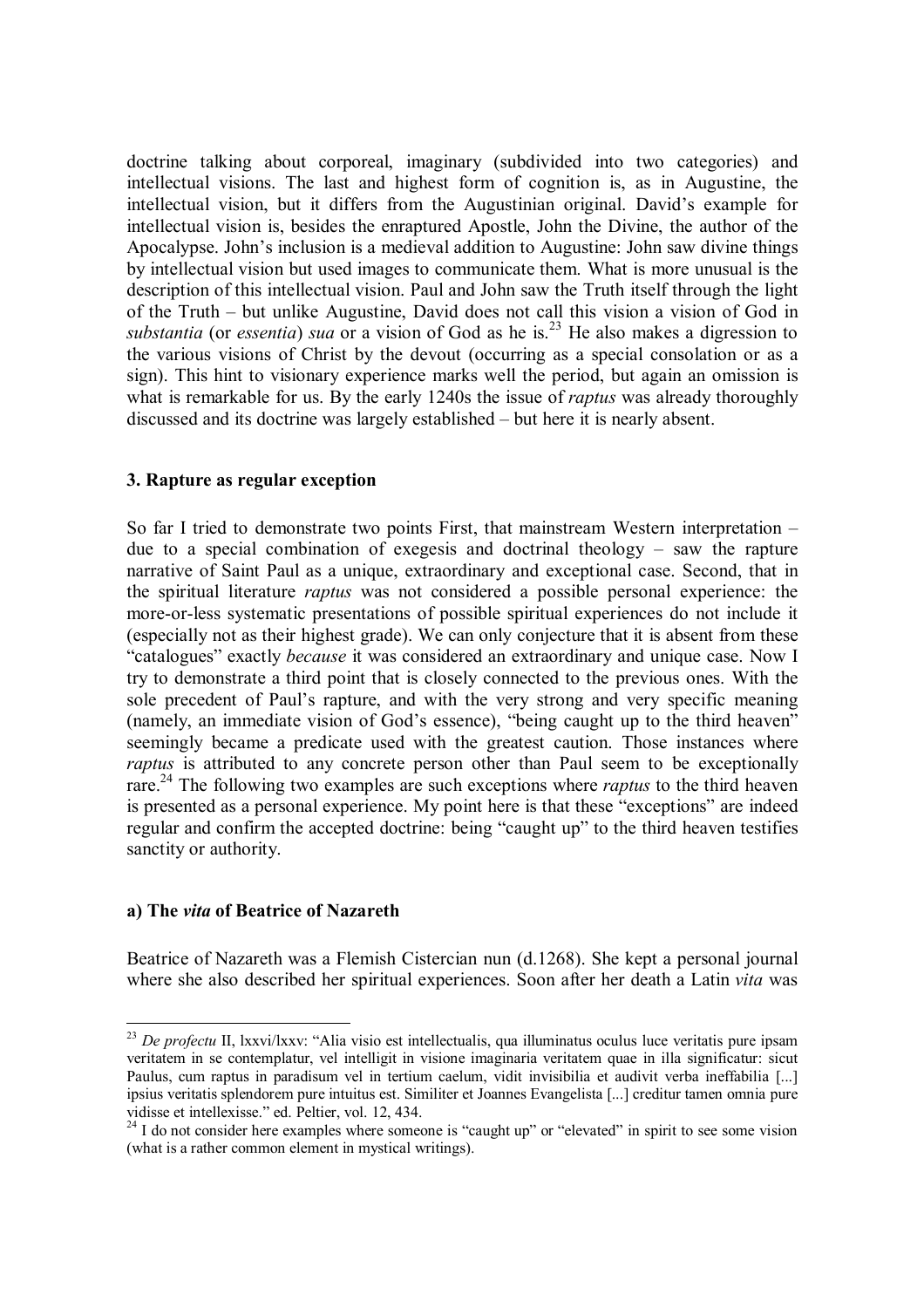doctrine talking about corporeal, imaginary (subdivided into two categories) and intellectual visions. The last and highest form of cognition is, as in Augustine, the intellectual vision, but it differs from the Augustinian original. David's example for intellectual vision is, besides the enraptured Apostle, John the Divine, the author of the Apocalypse. John's inclusion is a medieval addition to Augustine: John saw divine things by intellectual vision but used images to communicate them. What is more unusual is the description of this intellectual vision. Paul and John saw the Truth itself through the light of the Truth – but unlike Augustine, David does not call this vision a vision of God in *substantia* (or *essentia*) *sua* or a vision of God as he is.[23] He also makes a digression to the various visions of Christ by the devout (occurring as a special consolation or as a sign). This hint to visionary experience marks well the period, but again an omission is what is remarkable for us. By the early 1240s the issue of *raptus* was already thoroughly discussed and its doctrine was largely established – but here it is nearly absent.

### 3. Rapture as regular exception

So far I tried to demonstrate two points First, that mainstream Western interpretation – due to a special combination of exegesis and doctrinal theology – saw the rapture narrative of Saint Paul as a unique, extraordinary and exceptional case. Second, that in the spiritual literature *raptus* was not considered a possible personal experience: the more-or-less systematic presentations of possible spiritual experiences do not include it (especially not as their highest grade). We can only conjecture that it is absent from these "catalogues" exactly *because* it was considered an extraordinary and unique case. Now I try to demonstrate a third point that is closely connected to the previous ones. With the sole precedent of Paul's rapture, and with the very strong and very specific meaning (namely, an immediate vision of God's essence), "being caught up to the third heaven" seemingly became a predicate used with the greatest caution. Those instances where *raptus* is attributed to any concrete person other than Paul seem to be exceptionally rare.[24] The following two examples are such exceptions where *raptus* to the third heaven is presented as a personal experience. My point here is that these "exceptions" are indeed regular and confirm the accepted doctrine: being "caught up" to the third heaven testifies sanctity or authority.

#### a) The *vita* of Beatrice of Nazareth

Beatrice of Nazareth was a Flemish Cistercian nun (d.1268). She kept a personal journal where she also described her spiritual experiences. Soon after her death a Latin *vita* was

---

[23] *De profectu* II, lxxvi/lxxv: "Alia visio est intellectualis, qua illuminatus oculus luce veritatis pure ipsam veritatem in se contemplatur, vel intelligit in visione imaginaria veritatem quae in illa significatur: sicut Paulus, cum raptus in paradisum vel in tertium caelum, vidit invisibilia et audivit verba ineffabilia [...] ipsius veritatis splendorem pure intuitus est. Similiter et Joannes Evangelista [...] creditur tamen omnia pure vidisse et intellexisse." ed. Peltier, vol. 12, 434.

[24] I do not consider here examples where someone is "caught up" or "elevated" in spirit to see some vision (what is a rather common element in mystical writings).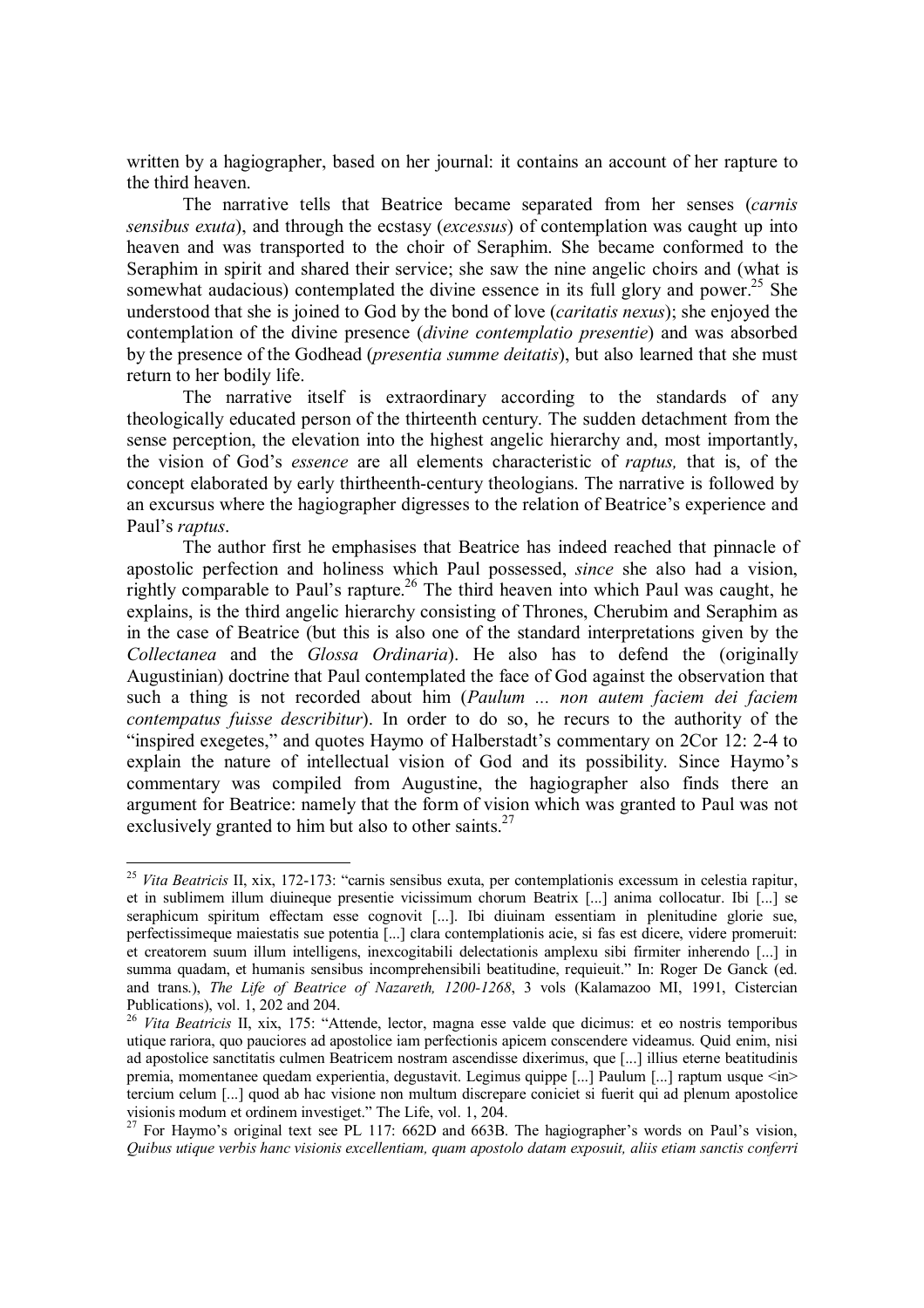written by a hagiographer, based on her journal: it contains an account of her rapture to the third heaven.

The narrative tells that Beatrice became separated from her senses (*carnis sensibus exuta*), and through the ecstasy (*excessus*) of contemplation was caught up into heaven and was transported to the choir of Seraphim. She became conformed to the Seraphim in spirit and shared their service; she saw the nine angelic choirs and (what is somewhat audacious) contemplated the divine essence in its full glory and power.[25] She understood that she is joined to God by the bond of love (*caritatis nexus*); she enjoyed the contemplation of the divine presence (*divine contemplatio presentie*) and was absorbed by the presence of the Godhead (*presentia summe deitatis*), but also learned that she must return to her bodily life.

The narrative itself is extraordinary according to the standards of any theologically educated person of the thirteenth century. The sudden detachment from the sense perception, the elevation into the highest angelic hierarchy and, most importantly, the vision of God's *essence* are all elements characteristic of *raptus,* that is, of the concept elaborated by early thirteenth-century theologians. The narrative is followed by an excursus where the hagiographer digresses to the relation of Beatrice's experience and Paul's *raptus*.

The author first he emphasises that Beatrice has indeed reached that pinnacle of apostolic perfection and holiness which Paul possessed, *since* she also had a vision, rightly comparable to Paul's rapture.[26] The third heaven into which Paul was caught, he explains, is the third angelic hierarchy consisting of Thrones, Cherubim and Seraphim as in the case of Beatrice (but this is also one of the standard interpretations given by the *Collectanea* and the *Glossa Ordinaria*). He also has to defend the (originally Augustinian) doctrine that Paul contemplated the face of God against the observation that such a thing is not recorded about him (*Paulum ... non autem faciem dei faciem contempatus fuisse describitur*). In order to do so, he recurs to the authority of the "inspired exegetes," and quotes Haymo of Halberstadt's commentary on 2Cor 12: 2-4 to explain the nature of intellectual vision of God and its possibility. Since Haymo's commentary was compiled from Augustine, the hagiographer also finds there an argument for Beatrice: namely that the form of vision which was granted to Paul was not exclusively granted to him but also to other saints.[27]

---

[25] *Vita Beatricis* II, xix, 172-173: "carnis sensibus exuta, per contemplationis excessum in celestia rapitur, et in sublimem illum diuineque presentie vicissimum chorum Beatrix [...] anima collocatur. Ibi [...] se seraphicum spiritum effectam esse cognovit [...]. Ibi diuinam essentiam in plenitudine glorie sue, perfectissimeque maiestatis sue potentia [...] clara contemplationis acie, si fas est dicere, videre promeruit: et creatorem suum illum intelligens, inexcogitabili delectationis amplexu sibi firmiter inherendo [...] in summa quadam, et humanis sensibus incomprehensibili beatitudine, requieuit." In: Roger De Ganck (ed. and trans.), *The Life of Beatrice of Nazareth, 1200-1268*, 3 vols (Kalamazoo MI, 1991, Cistercian Publications), vol. 1, 202 and 204.

[26] *Vita Beatricis* II, xix, 175: "Attende, lector, magna esse valde que dicimus: et eo nostris temporibus utique rariora, quo pauciores ad apostolice iam perfectionis apicem conscendere videamus. Quid enim, nisi ad apostolice sanctitatis culmen Beatricem nostram ascendisse dixerimus, que [...] illius eterne beatitudinis premia, momentanee quedam experientia, degustavit. Legimus quippe [...] Paulum [...] raptum usque <in> tercium celum [...] quod ab hac visione non multum discrepare coniciet si fuerit qui ad plenum apostolice visionis modum et ordinem investiget." The Life, vol. 1, 204.

[27] For Haymo's original text see PL 117: 662D and 663B. The hagiographer's words on Paul's vision, *Quibus utique verbis hanc visionis excellentiam, quam apostolo datam exposuit, aliis etiam sanctis conferri*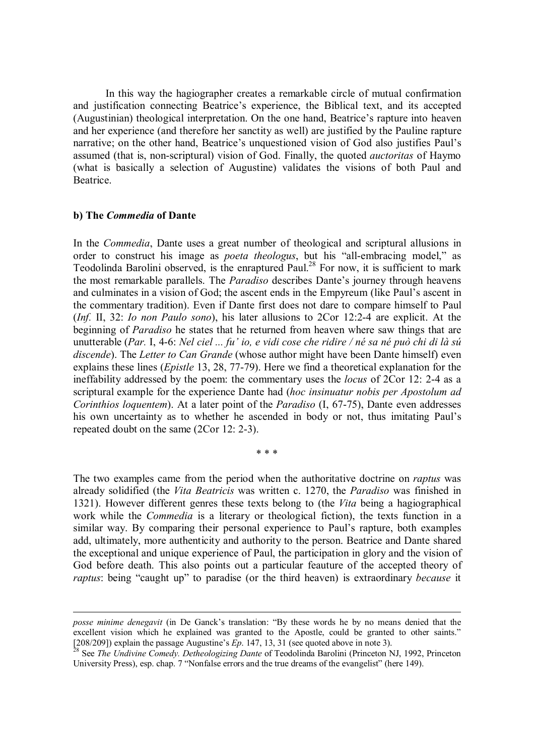In this way the hagiographer creates a remarkable circle of mutual confirmation and justification connecting Beatrice's experience, the Biblical text, and its accepted (Augustinian) theological interpretation. On the one hand, Beatrice's rapture into heaven and her experience (and therefore her sanctity as well) are justified by the Pauline rapture narrative; on the other hand, Beatrice's unquestioned vision of God also justifies Paul's assumed (that is, non-scriptural) vision of God. Finally, the quoted *auctoritas* of Haymo (what is basically a selection of Augustine) validates the visions of both Paul and Beatrice.

**b) The *Commedia* of Dante**

In the *Commedia*, Dante uses a great number of theological and scriptural allusions in order to construct his image as *poeta theologus*, but his "all-embracing model," as Teodolinda Barolini observed, is the enraptured Paul.[28] For now, it is sufficient to mark the most remarkable parallels. The *Paradiso* describes Dante's journey through heavens and culminates in a vision of God; the ascent ends in the Empyreum (like Paul's ascent in the commentary tradition). Even if Dante first does not dare to compare himself to Paul (*Inf.* II, 32: *Io non Paulo sono*), his later allusions to 2Cor 12:2-4 are explicit. At the beginning of *Paradiso* he states that he returned from heaven where saw things that are unutterable (*Par.* I, 4-6: *Nel ciel ... fu' io, e vidi cose che ridire / né sa né può chi di là sú discende*). The *Letter to Can Grande* (whose author might have been Dante himself) even explains these lines (*Epistle* 13, 28, 77-79). Here we find a theoretical explanation for the ineffability addressed by the poem: the commentary uses the *locus* of 2Cor 12: 2-4 as a scriptural example for the experience Dante had (*hoc insinuatur nobis per Apostolum ad Corinthios loquentem*). At a later point of the *Paradiso* (I, 67-75), Dante even addresses his own uncertainty as to whether he ascended in body or not, thus imitating Paul's repeated doubt on the same (2Cor 12: 2-3).

\* \* \*

The two examples came from the period when the authoritative doctrine on *raptus* was already solidified (the *Vita Beatricis* was written c. 1270, the *Paradiso* was finished in 1321). However different genres these texts belong to (the *Vita* being a hagiographical work while the *Commedia* is a literary or theological fiction), the texts function in a similar way. By comparing their personal experience to Paul's rapture, both examples add, ultimately, more authenticity and authority to the person. Beatrice and Dante shared the exceptional and unique experience of Paul, the participation in glory and the vision of God before death. This also points out a particular feauture of the accepted theory of *raptus*: being "caught up" to paradise (or the third heaven) is extraordinary *because* it

---

*posse minime denegavit* (in De Ganck's translation: "By these words he by no means denied that the excellent vision which he explained was granted to the Apostle, could be granted to other saints." [208/209]) explain the passage Augustine's *Ep.* 147, 13, 31 (see quoted above in note 3).

[28] See *The Undivine Comedy. Detheologizing Dante* of Teodolinda Barolini (Princeton NJ, 1992, Princeton University Press), esp. chap. 7 "Nonfalse errors and the true dreams of the evangelist" (here 149).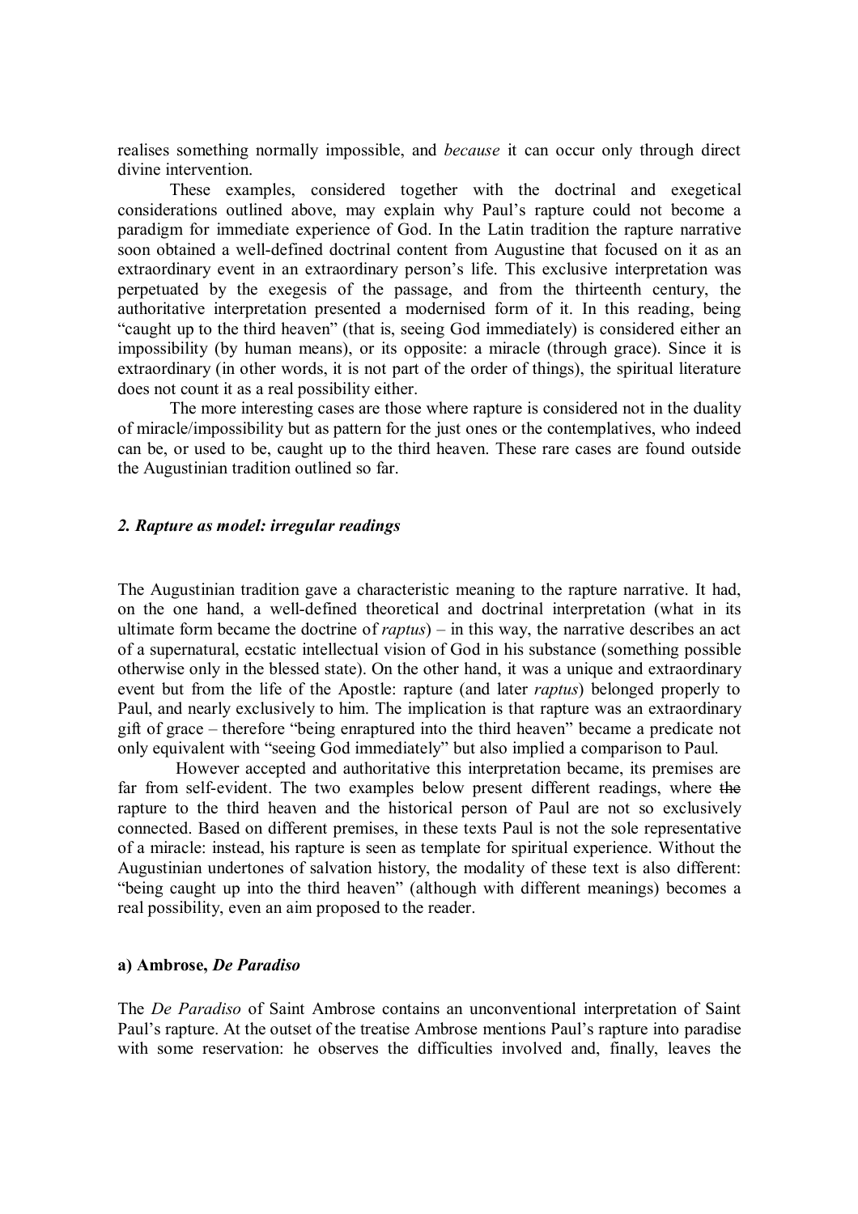realises something normally impossible, and *because* it can occur only through direct divine intervention.

These examples, considered together with the doctrinal and exegetical considerations outlined above, may explain why Paul's rapture could not become a paradigm for immediate experience of God. In the Latin tradition the rapture narrative soon obtained a well-defined doctrinal content from Augustine that focused on it as an extraordinary event in an extraordinary person's life. This exclusive interpretation was perpetuated by the exegesis of the passage, and from the thirteenth century, the authoritative interpretation presented a modernised form of it. In this reading, being "caught up to the third heaven" (that is, seeing God immediately) is considered either an impossibility (by human means), or its opposite: a miracle (through grace). Since it is extraordinary (in other words, it is not part of the order of things), the spiritual literature does not count it as a real possibility either.

The more interesting cases are those where rapture is considered not in the duality of miracle/impossibility but as pattern for the just ones or the contemplatives, who indeed can be, or used to be, caught up to the third heaven. These rare cases are found outside the Augustinian tradition outlined so far.

### *2. Rapture as model: irregular readings*

The Augustinian tradition gave a characteristic meaning to the rapture narrative. It had, on the one hand, a well-defined theoretical and doctrinal interpretation (what in its ultimate form became the doctrine of *raptus*) – in this way, the narrative describes an act of a supernatural, ecstatic intellectual vision of God in his substance (something possible otherwise only in the blessed state). On the other hand, it was a unique and extraordinary event but from the life of the Apostle: rapture (and later *raptus*) belonged properly to Paul, and nearly exclusively to him. The implication is that rapture was an extraordinary gift of grace – therefore "being enraptured into the third heaven" became a predicate not only equivalent with "seeing God immediately" but also implied a comparison to Paul.

However accepted and authoritative this interpretation became, its premises are far from self-evident. The two examples below present different readings, where ~~the~~ rapture to the third heaven and the historical person of Paul are not so exclusively connected. Based on different premises, in these texts Paul is not the sole representative of a miracle: instead, his rapture is seen as template for spiritual experience. Without the Augustinian undertones of salvation history, the modality of these text is also different: "being caught up into the third heaven" (although with different meanings) becomes a real possibility, even an aim proposed to the reader.

#### a) Ambrose, *De Paradiso*

The *De Paradiso* of Saint Ambrose contains an unconventional interpretation of Saint Paul's rapture. At the outset of the treatise Ambrose mentions Paul's rapture into paradise with some reservation: he observes the difficulties involved and, finally, leaves the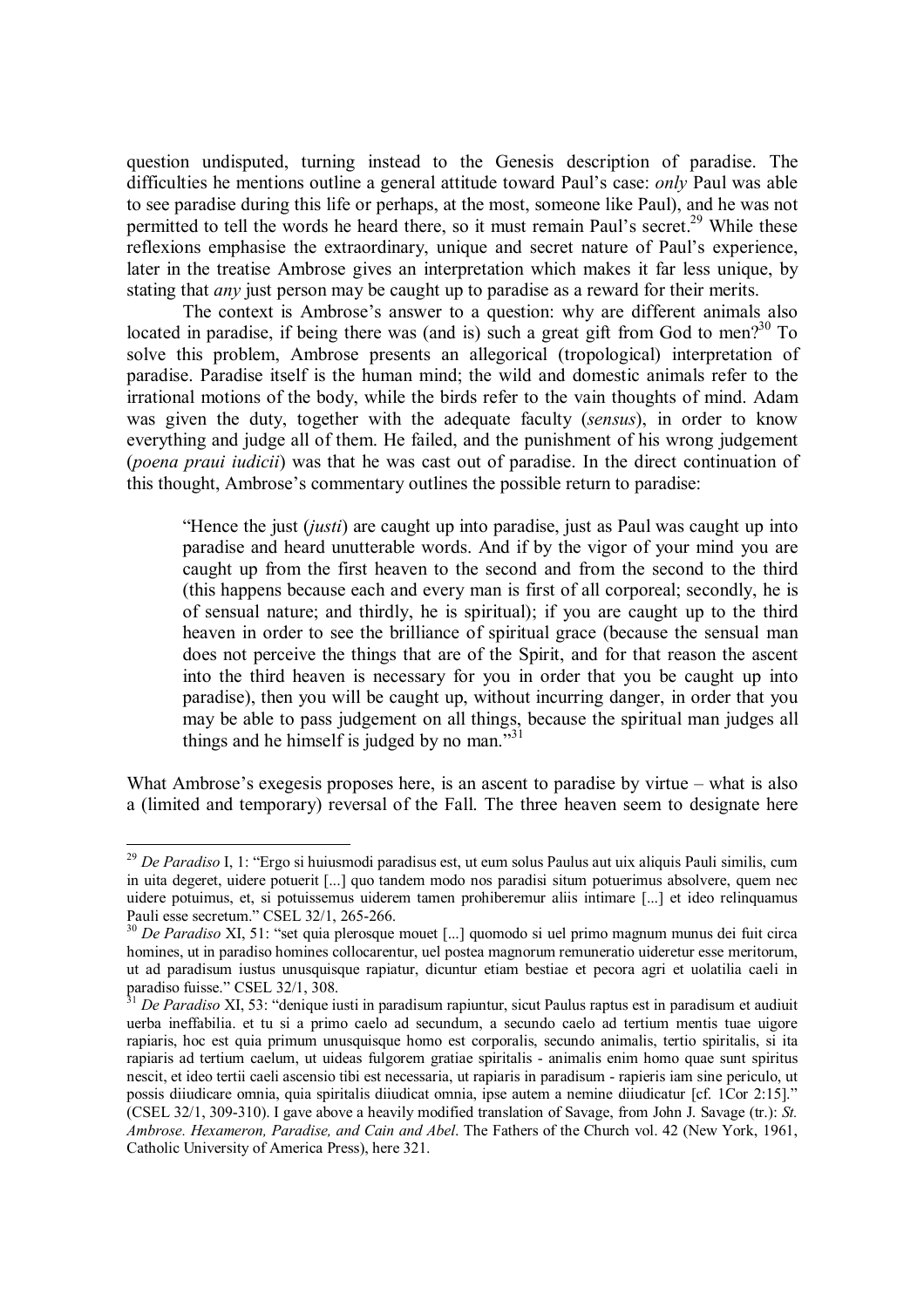question undisputed, turning instead to the Genesis description of paradise. The difficulties he mentions outline a general attitude toward Paul's case: *only* Paul was able to see paradise during this life or perhaps, at the most, someone like Paul), and he was not permitted to tell the words he heard there, so it must remain Paul's secret.[29] While these reflexions emphasise the extraordinary, unique and secret nature of Paul's experience, later in the treatise Ambrose gives an interpretation which makes it far less unique, by stating that *any* just person may be caught up to paradise as a reward for their merits.

The context is Ambrose's answer to a question: why are different animals also located in paradise, if being there was (and is) such a great gift from God to men?[30] To solve this problem, Ambrose presents an allegorical (tropological) interpretation of paradise. Paradise itself is the human mind; the wild and domestic animals refer to the irrational motions of the body, while the birds refer to the vain thoughts of mind. Adam was given the duty, together with the adequate faculty (*sensus*), in order to know everything and judge all of them. He failed, and the punishment of his wrong judgement (*poena praui iudicii*) was that he was cast out of paradise. In the direct continuation of this thought, Ambrose's commentary outlines the possible return to paradise:

> "Hence the just (*justi*) are caught up into paradise, just as Paul was caught up into paradise and heard unutterable words. And if by the vigor of your mind you are caught up from the first heaven to the second and from the second to the third (this happens because each and every man is first of all corporeal; secondly, he is of sensual nature; and thirdly, he is spiritual); if you are caught up to the third heaven in order to see the brilliance of spiritual grace (because the sensual man does not perceive the things that are of the Spirit, and for that reason the ascent into the third heaven is necessary for you in order that you be caught up into paradise), then you will be caught up, without incurring danger, in order that you may be able to pass judgement on all things, because the spiritual man judges all things and he himself is judged by no man."[31]

What Ambrose's exegesis proposes here, is an ascent to paradise by virtue – what is also a (limited and temporary) reversal of the Fall. The three heaven seem to designate here

---

[29] *De Paradiso* I, 1: "Ergo si huiusmodi paradisus est, ut eum solus Paulus aut uix aliquis Pauli similis, cum in uita degeret, uidere potuerit [...] quo tandem modo nos paradisi situm potuerimus absolvere, quem nec uidere potuimus, et, si potuissemus uiderem tamen prohiberemur aliis intimare [...] et ideo relinquamus Pauli esse secretum." CSEL 32/1, 265-266.

[30] *De Paradiso* XI, 51: "set quia plerosque mouet [...] quomodo si uel primo magnum munus dei fuit circa homines, ut in paradiso homines collocarentur, uel postea magnorum remuneratio uideretur esse meritorum, ut ad paradisum iustus unusquisque rapiatur, dicuntur etiam bestiae et pecora agri et uolatilia caeli in paradiso fuisse." CSEL 32/1, 308.

[31] *De Paradiso* XI, 53: "denique iusti in paradisum rapiuntur, sicut Paulus raptus est in paradisum et audiuit uerba ineffabilia. et tu si a primo caelo ad secundum, a secundo caelo ad tertium mentis tuae uigore rapiaris, hoc est quia primum unusquisque homo est corporalis, secundo animalis, tertio spiritalis, si ita rapiaris ad tertium caelum, ut uideas fulgorem gratiae spiritalis - animalis enim homo quae sunt spiritus nescit, et ideo tertii caeli ascensio tibi est necessaria, ut rapiaris in paradisum - rapieris iam sine periculo, ut possis diiudicare omnia, quia spiritalis diiudicat omnia, ipse autem a nemine diiudicatur [cf. 1Cor 2:15]." (CSEL 32/1, 309-310). I gave above a heavily modified translation of Savage, from John J. Savage (tr.): *St. Ambrose. Hexameron, Paradise, and Cain and Abel*. The Fathers of the Church vol. 42 (New York, 1961, Catholic University of America Press), here 321.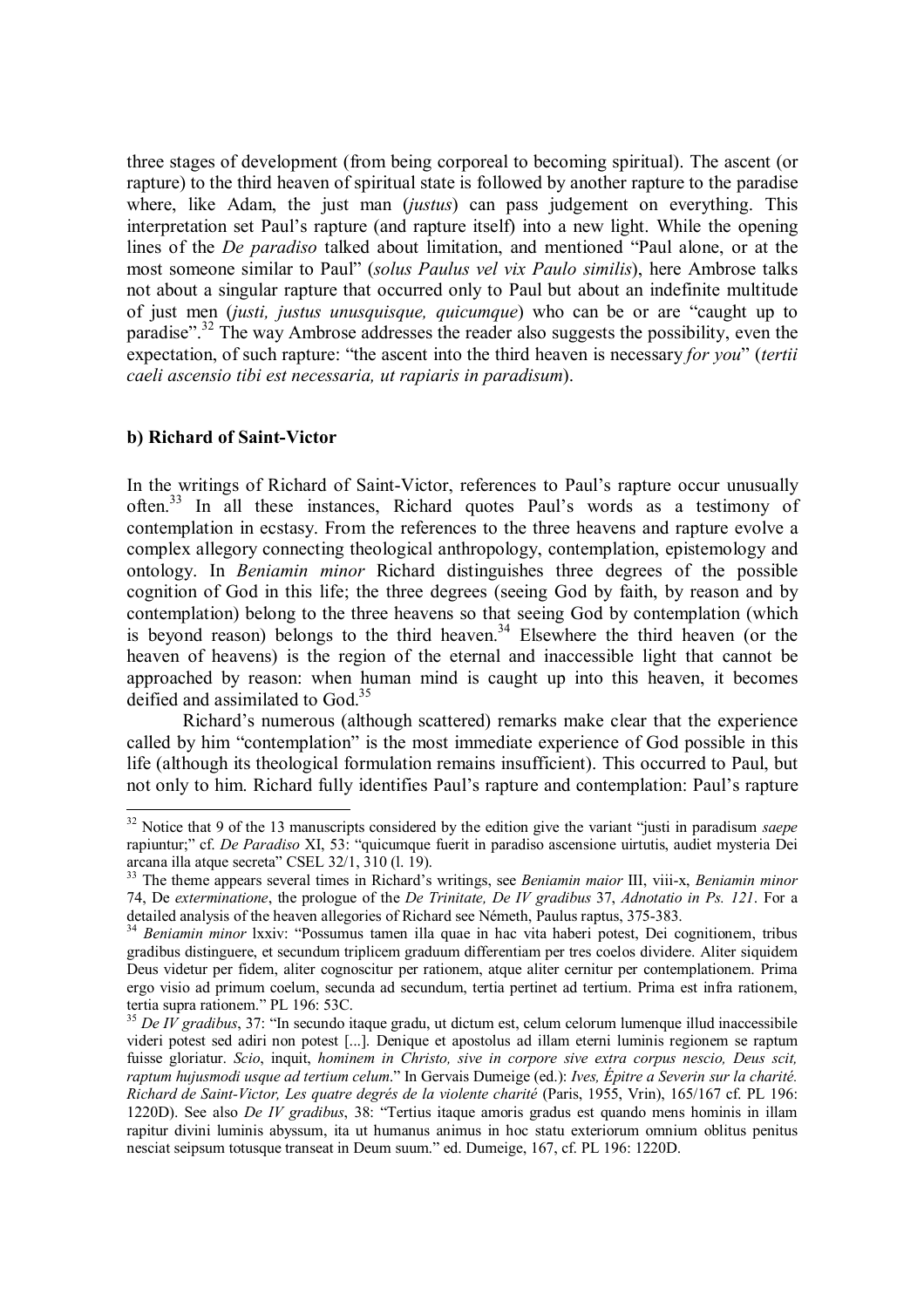three stages of development (from being corporeal to becoming spiritual). The ascent (or rapture) to the third heaven of spiritual state is followed by another rapture to the paradise where, like Adam, the just man (*justus*) can pass judgement on everything. This interpretation set Paul's rapture (and rapture itself) into a new light. While the opening lines of the *De paradiso* talked about limitation, and mentioned "Paul alone, or at the most someone similar to Paul" (*solus Paulus vel vix Paulo similis*), here Ambrose talks not about a singular rapture that occurred only to Paul but about an indefinite multitude of just men (*justi, justus unusquisque, quicumque*) who can be or are "caught up to paradise".[32] The way Ambrose addresses the reader also suggests the possibility, even the expectation, of such rapture: "the ascent into the third heaven is necessary *for you*" (*tertii caeli ascensio tibi est necessaria, ut rapiaris in paradisum*).

**b) Richard of Saint-Victor**

In the writings of Richard of Saint-Victor, references to Paul's rapture occur unusually often.[33] In all these instances, Richard quotes Paul's words as a testimony of contemplation in ecstasy. From the references to the three heavens and rapture evolve a complex allegory connecting theological anthropology, contemplation, epistemology and ontology. In *Beniamin minor* Richard distinguishes three degrees of the possible cognition of God in this life; the three degrees (seeing God by faith, by reason and by contemplation) belong to the three heavens so that seeing God by contemplation (which is beyond reason) belongs to the third heaven.[34] Elsewhere the third heaven (or the heaven of heavens) is the region of the eternal and inaccessible light that cannot be approached by reason: when human mind is caught up into this heaven, it becomes deified and assimilated to God.[35]

Richard's numerous (although scattered) remarks make clear that the experience called by him "contemplation" is the most immediate experience of God possible in this life (although its theological formulation remains insufficient). This occurred to Paul, but not only to him. Richard fully identifies Paul's rapture and contemplation: Paul's rapture

---

[32] Notice that 9 of the 13 manuscripts considered by the edition give the variant "justi in paradisum *saepe* rapiuntur;" cf. *De Paradiso* XI, 53: "quicumque fuerit in paradiso ascensione uirtutis, audiet mysteria Dei arcana illa atque secreta" CSEL 32/1, 310 (l. 19).

[33] The theme appears several times in Richard's writings, see *Beniamin maior* III, viii-x, *Beniamin minor* 74, De *exterminatione*, the prologue of the *De Trinitate, De IV gradibus* 37, *Adnotatio in Ps. 121*. For a detailed analysis of the heaven allegories of Richard see Németh, Paulus raptus, 375-383.

[34] *Beniamin minor* lxxiv: "Possumus tamen illa quae in hac vita haberi potest, Dei cognitionem, tribus gradibus distinguere, et secundum triplicem graduum differentiam per tres coelos dividere. Aliter siquidem Deus videtur per fidem, aliter cognoscitur per rationem, atque aliter cernitur per contemplationem. Prima ergo visio ad primum coelum, secunda ad secundum, tertia pertinet ad tertium. Prima est infra rationem, tertia supra rationem." PL 196: 53C.

[35] *De IV gradibus*, 37: "In secundo itaque gradu, ut dictum est, celum celorum lumenque illud inaccessibile videri potest sed adiri non potest [...]. Denique et apostolus ad illam eterni luminis regionem se raptum fuisse gloriatur. *Scio*, inquit, *hominem in Christo, sive in corpore sive extra corpus nescio, Deus scit, raptum hujusmodi usque ad tertium celum*." In Gervais Dumeige (ed.): *Ives, Épitre a Severin sur la charité. Richard de Saint-Victor, Les quatre degrés de la violente charité* (Paris, 1955, Vrin), 165/167 cf. PL 196: 1220D). See also *De IV gradibus*, 38: "Tertius itaque amoris gradus est quando mens hominis in illam rapitur divini luminis abyssum, ita ut humanus animus in hoc statu exteriorum omnium oblitus penitus nesciat seipsum totusque transeat in Deum suum." ed. Dumeige, 167, cf. PL 196: 1220D.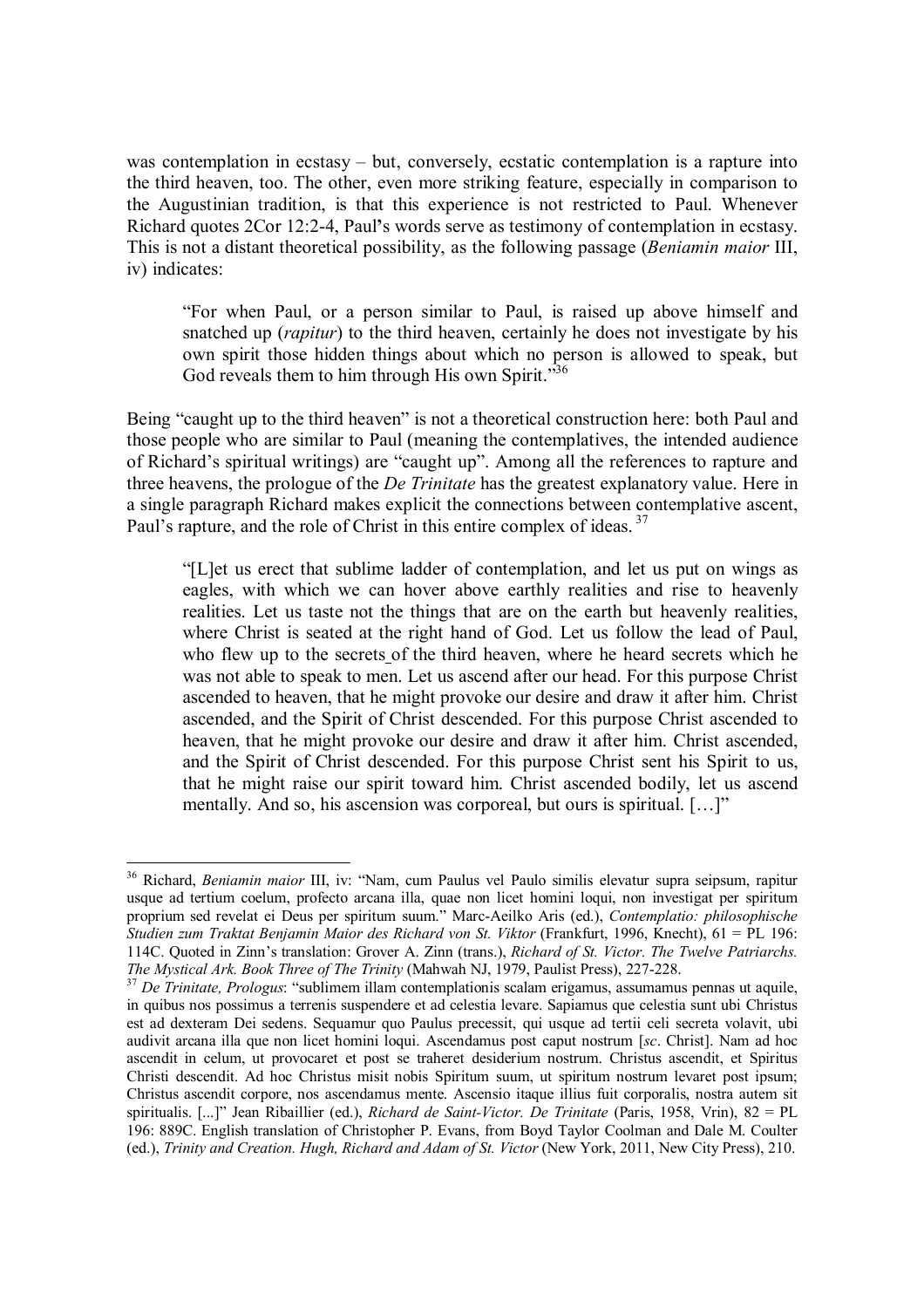was contemplation in ecstasy – but, conversely, ecstatic contemplation is a rapture into the third heaven, too. The other, even more striking feature, especially in comparison to the Augustinian tradition, is that this experience is not restricted to Paul. Whenever Richard quotes 2Cor 12:2-4, Paul's words serve as testimony of contemplation in ecstasy. This is not a distant theoretical possibility, as the following passage (*Beniamin maior* III, iv) indicates:

> "For when Paul, or a person similar to Paul, is raised up above himself and snatched up (*rapitur*) to the third heaven, certainly he does not investigate by his own spirit those hidden things about which no person is allowed to speak, but God reveals them to him through His own Spirit."[36]

Being "caught up to the third heaven" is not a theoretical construction here: both Paul and those people who are similar to Paul (meaning the contemplatives, the intended audience of Richard's spiritual writings) are "caught up". Among all the references to rapture and three heavens, the prologue of the *De Trinitate* has the greatest explanatory value. Here in a single paragraph Richard makes explicit the connections between contemplative ascent, Paul's rapture, and the role of Christ in this entire complex of ideas. [37]

> "[L]et us erect that sublime ladder of contemplation, and let us put on wings as eagles, with which we can hover above earthly realities and rise to heavenly realities. Let us taste not the things that are on the earth but heavenly realities, where Christ is seated at the right hand of God. Let us follow the lead of Paul, who flew up to the secrets of the third heaven, where he heard secrets which he was not able to speak to men. Let us ascend after our head. For this purpose Christ ascended to heaven, that he might provoke our desire and draw it after him. Christ ascended, and the Spirit of Christ descended. For this purpose Christ ascended to heaven, that he might provoke our desire and draw it after him. Christ ascended, and the Spirit of Christ descended. For this purpose Christ sent his Spirit to us, that he might raise our spirit toward him. Christ ascended bodily, let us ascend mentally. And so, his ascension was corporeal, but ours is spiritual. […]"

---

[36] Richard, *Beniamin maior* III, iv: "Nam, cum Paulus vel Paulo similis elevatur supra seipsum, rapitur usque ad tertium coelum, profecto arcana illa, quae non licet homini loqui, non investigat per spiritum proprium sed revelat ei Deus per spiritum suum." Marc-Aeilko Aris (ed.), *Contemplatio: philosophische Studien zum Traktat Benjamin Maior des Richard von St. Viktor* (Frankfurt, 1996, Knecht), 61 = PL 196: 114C. Quoted in Zinn's translation: Grover A. Zinn (trans.), *Richard of St. Victor. The Twelve Patriarchs. The Mystical Ark. Book Three of The Trinity* (Mahwah NJ, 1979, Paulist Press), 227-228.

[37] *De Trinitate, Prologus*: "sublimem illam contemplationis scalam erigamus, assumamus pennas ut aquile, in quibus nos possimus a terrenis suspendere et ad celestia levare. Sapiamus que celestia sunt ubi Christus est ad dexteram Dei sedens. Sequamur quo Paulus precessit, qui usque ad tertii celi secreta volavit, ubi audivit arcana illa que non licet homini loqui. Ascendamus post caput nostrum [*sc*. Christ]. Nam ad hoc ascendit in celum, ut provocaret et post se traheret desiderium nostrum. Christus ascendit, et Spiritus Christi descendit. Ad hoc Christus misit nobis Spiritum suum, ut spiritum nostrum levaret post ipsum; Christus ascendit corpore, nos ascendamus mente. Ascensio itaque illius fuit corporalis, nostra autem sit spiritualis. [...]" Jean Ribaillier (ed.), *Richard de Saint-Victor. De Trinitate* (Paris, 1958, Vrin), 82 = PL 196: 889C. English translation of Christopher P. Evans, from Boyd Taylor Coolman and Dale M. Coulter (ed.), *Trinity and Creation. Hugh, Richard and Adam of St. Victor* (New York, 2011, New City Press), 210.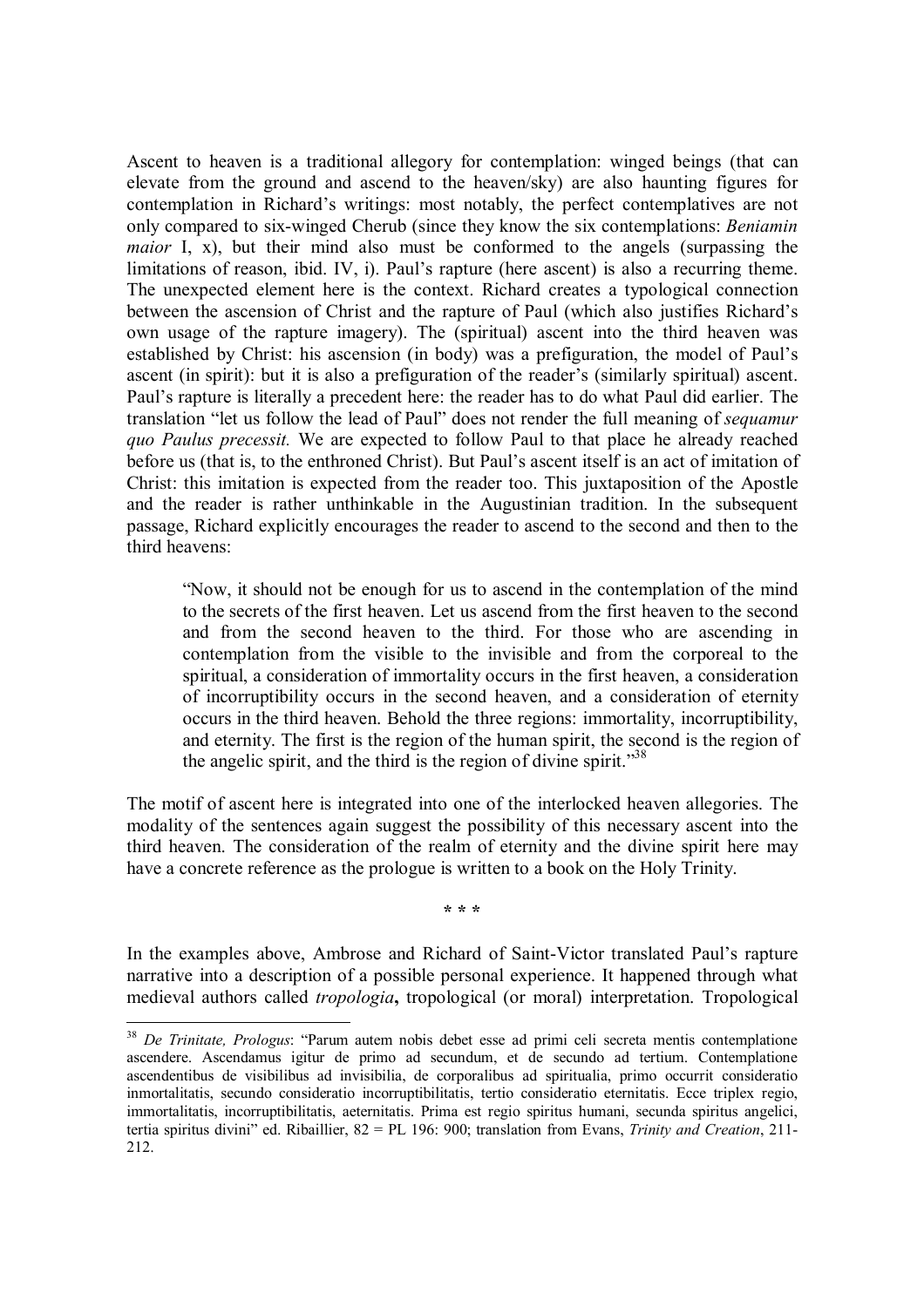Ascent to heaven is a traditional allegory for contemplation: winged beings (that can elevate from the ground and ascend to the heaven/sky) are also haunting figures for contemplation in Richard's writings: most notably, the perfect contemplatives are not only compared to six-winged Cherub (since they know the six contemplations: *Beniamin maior* I, x), but their mind also must be conformed to the angels (surpassing the limitations of reason, ibid. IV, i). Paul's rapture (here ascent) is also a recurring theme. The unexpected element here is the context. Richard creates a typological connection between the ascension of Christ and the rapture of Paul (which also justifies Richard's own usage of the rapture imagery). The (spiritual) ascent into the third heaven was established by Christ: his ascension (in body) was a prefiguration, the model of Paul's ascent (in spirit): but it is also a prefiguration of the reader's (similarly spiritual) ascent. Paul's rapture is literally a precedent here: the reader has to do what Paul did earlier. The translation "let us follow the lead of Paul" does not render the full meaning of *sequamur quo Paulus precessit.* We are expected to follow Paul to that place he already reached before us (that is, to the enthroned Christ). But Paul's ascent itself is an act of imitation of Christ: this imitation is expected from the reader too. This juxtaposition of the Apostle and the reader is rather unthinkable in the Augustinian tradition. In the subsequent passage, Richard explicitly encourages the reader to ascend to the second and then to the third heavens:

> "Now, it should not be enough for us to ascend in the contemplation of the mind to the secrets of the first heaven. Let us ascend from the first heaven to the second and from the second heaven to the third. For those who are ascending in contemplation from the visible to the invisible and from the corporeal to the spiritual, a consideration of immortality occurs in the first heaven, a consideration of incorruptibility occurs in the second heaven, and a consideration of eternity occurs in the third heaven. Behold the three regions: immortality, incorruptibility, and eternity. The first is the region of the human spirit, the second is the region of the angelic spirit, and the third is the region of divine spirit."[38]

The motif of ascent here is integrated into one of the interlocked heaven allegories. The modality of the sentences again suggest the possibility of this necessary ascent into the third heaven. The consideration of the realm of eternity and the divine spirit here may have a concrete reference as the prologue is written to a book on the Holy Trinity.

\* \* \*

In the examples above, Ambrose and Richard of Saint-Victor translated Paul's rapture narrative into a description of a possible personal experience. It happened through what medieval authors called ***tropologia*****,** tropological (or moral) interpretation. Tropological

---

[38] *De Trinitate, Prologus*: "Parum autem nobis debet esse ad primi celi secreta mentis contemplatione ascendere. Ascendamus igitur de primo ad secundum, et de secundo ad tertium. Contemplatione ascendentibus de visibilibus ad invisibilia, de corporalibus ad spiritualia, primo occurrit consideratio inmortalitatis, secundo consideratio incorruptibilitatis, tertio consideratio eternitatis. Ecce triplex regio, immortalitatis, incorruptibilitatis, aeternitatis. Prima est regio spiritus humani, secunda spiritus angelici, tertia spiritus divini" ed. Ribaillier, 82 = PL 196: 900; translation from Evans, *Trinity and Creation*, 211-212.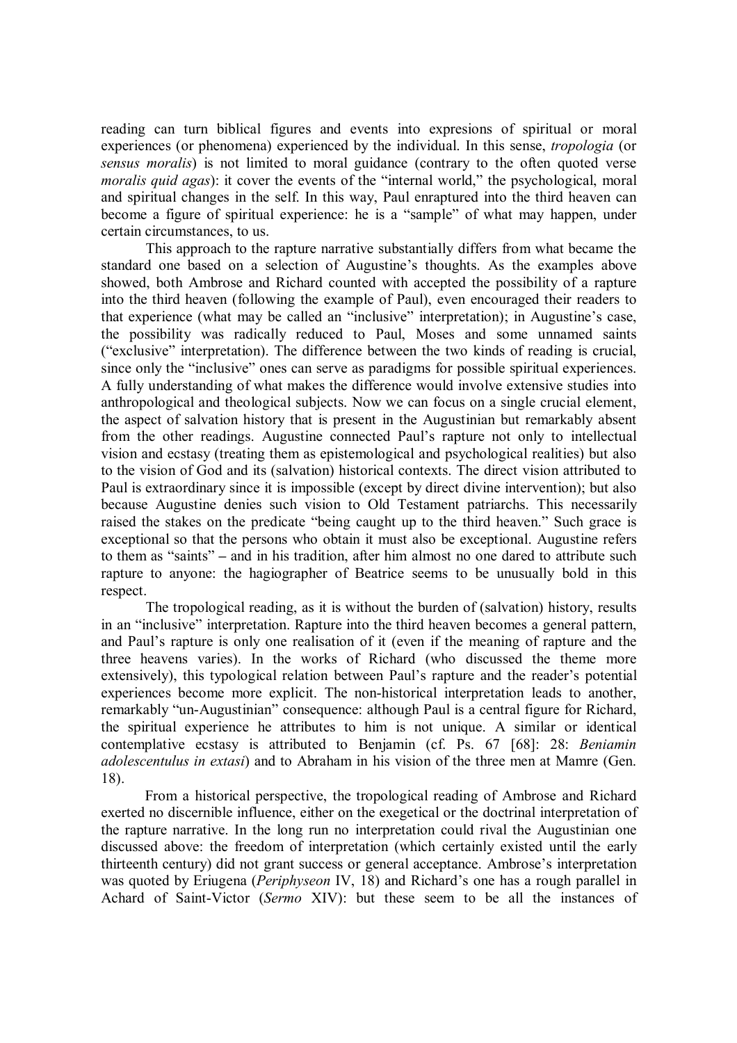reading can turn biblical figures and events into expresions of spiritual or moral experiences (or phenomena) experienced by the individual. In this sense, *tropologia* (or *sensus moralis*) is not limited to moral guidance (contrary to the often quoted verse *moralis quid agas*): it cover the events of the "internal world," the psychological, moral and spiritual changes in the self. In this way, Paul enraptured into the third heaven can become a figure of spiritual experience: he is a "sample" of what may happen, under certain circumstances, to us.

This approach to the rapture narrative substantially differs from what became the standard one based on a selection of Augustine's thoughts. As the examples above showed, both Ambrose and Richard counted with accepted the possibility of a rapture into the third heaven (following the example of Paul), even encouraged their readers to that experience (what may be called an "inclusive" interpretation); in Augustine's case, the possibility was radically reduced to Paul, Moses and some unnamed saints ("exclusive" interpretation). The difference between the two kinds of reading is crucial, since only the "inclusive" ones can serve as paradigms for possible spiritual experiences. A fully understanding of what makes the difference would involve extensive studies into anthropological and theological subjects. Now we can focus on a single crucial element, the aspect of salvation history that is present in the Augustinian but remarkably absent from the other readings. Augustine connected Paul's rapture not only to intellectual vision and ecstasy (treating them as epistemological and psychological realities) but also to the vision of God and its (salvation) historical contexts. The direct vision attributed to Paul is extraordinary since it is impossible (except by direct divine intervention); but also because Augustine denies such vision to Old Testament patriarchs. This necessarily raised the stakes on the predicate "being caught up to the third heaven." Such grace is exceptional so that the persons who obtain it must also be exceptional. Augustine refers to them as "saints" – and in his tradition, after him almost no one dared to attribute such rapture to anyone: the hagiographer of Beatrice seems to be unusually bold in this respect.

The tropological reading, as it is without the burden of (salvation) history, results in an "inclusive" interpretation. Rapture into the third heaven becomes a general pattern, and Paul's rapture is only one realisation of it (even if the meaning of rapture and the three heavens varies). In the works of Richard (who discussed the theme more extensively), this typological relation between Paul's rapture and the reader's potential experiences become more explicit. The non-historical interpretation leads to another, remarkably "un-Augustinian" consequence: although Paul is a central figure for Richard, the spiritual experience he attributes to him is not unique. A similar or identical contemplative ecstasy is attributed to Benjamin (cf. Ps. 67 [68]: 28: *Beniamin adolescentulus in extasi*) and to Abraham in his vision of the three men at Mamre (Gen. 18).

From a historical perspective, the tropological reading of Ambrose and Richard exerted no discernible influence, either on the exegetical or the doctrinal interpretation of the rapture narrative. In the long run no interpretation could rival the Augustinian one discussed above: the freedom of interpretation (which certainly existed until the early thirteenth century) did not grant success or general acceptance. Ambrose's interpretation was quoted by Eriugena (*Periphyseon* IV, 18) and Richard's one has a rough parallel in Achard of Saint-Victor (*Sermo* XIV): but these seem to be all the instances of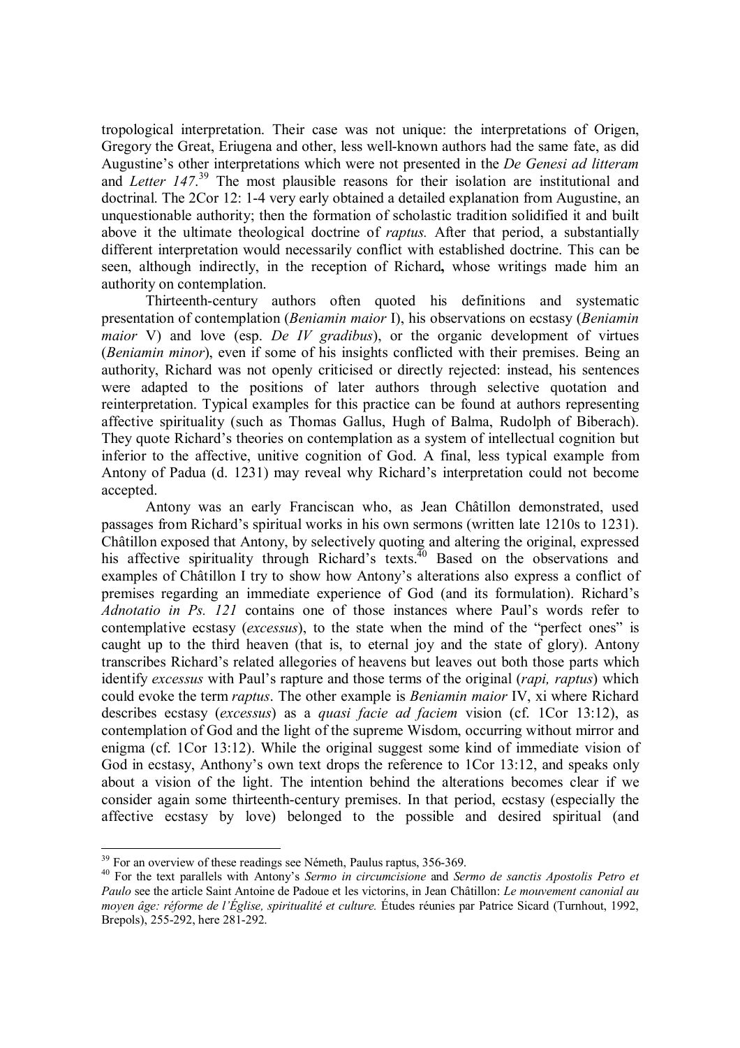tropological interpretation. Their case was not unique: the interpretations of Origen, Gregory the Great, Eriugena and other, less well-known authors had the same fate, as did Augustine's other interpretations which were not presented in the *De Genesi ad litteram* and *Letter 147*.[39] The most plausible reasons for their isolation are institutional and doctrinal. The 2Cor 12: 1-4 very early obtained a detailed explanation from Augustine, an unquestionable authority; then the formation of scholastic tradition solidified it and built above it the ultimate theological doctrine of *raptus.* After that period, a substantially different interpretation would necessarily conflict with established doctrine. This can be seen, although indirectly, in the reception of Richard**,** whose writings made him an authority on contemplation.

Thirteenth-century authors often quoted his definitions and systematic presentation of contemplation (*Beniamin maior* I), his observations on ecstasy (*Beniamin maior* V) and love (esp. *De IV gradibus*), or the organic development of virtues (*Beniamin minor*), even if some of his insights conflicted with their premises. Being an authority, Richard was not openly criticised or directly rejected: instead, his sentences were adapted to the positions of later authors through selective quotation and reinterpretation. Typical examples for this practice can be found at authors representing affective spirituality (such as Thomas Gallus, Hugh of Balma, Rudolph of Biberach). They quote Richard's theories on contemplation as a system of intellectual cognition but inferior to the affective, unitive cognition of God. A final, less typical example from Antony of Padua (d. 1231) may reveal why Richard's interpretation could not become accepted.

Antony was an early Franciscan who, as Jean Châtillon demonstrated, used passages from Richard's spiritual works in his own sermons (written late 1210s to 1231). Châtillon exposed that Antony, by selectively quoting and altering the original, expressed his affective spirituality through Richard's texts.[40] Based on the observations and examples of Châtillon I try to show how Antony's alterations also express a conflict of premises regarding an immediate experience of God (and its formulation). Richard's *Adnotatio in Ps. 121* contains one of those instances where Paul's words refer to contemplative ecstasy (*excessus*), to the state when the mind of the "perfect ones" is caught up to the third heaven (that is, to eternal joy and the state of glory). Antony transcribes Richard's related allegories of heavens but leaves out both those parts which identify *excessus* with Paul's rapture and those terms of the original (*rapi, raptus*) which could evoke the term *raptus*. The other example is *Beniamin maior* IV, xi where Richard describes ecstasy (*excessus*) as a *quasi facie ad faciem* vision (cf. 1Cor 13:12), as contemplation of God and the light of the supreme Wisdom, occurring without mirror and enigma (cf. 1Cor 13:12). While the original suggest some kind of immediate vision of God in ecstasy, Anthony's own text drops the reference to 1Cor 13:12, and speaks only about a vision of the light. The intention behind the alterations becomes clear if we consider again some thirteenth-century premises. In that period, ecstasy (especially the affective ecstasy by love) belonged to the possible and desired spiritual (and

[39] For an overview of these readings see Németh, Paulus raptus, 356-369.

[40] For the text parallels with Antony's *Sermo in circumcisione* and *Sermo de sanctis Apostolis Petro et Paulo* see the article Saint Antoine de Padoue et les victorins, in Jean Châtillon: *Le mouvement canonial au moyen âge: réforme de l'Église, spiritualité et culture.* Études réunies par Patrice Sicard (Turnhout, 1992, Brepols), 255-292, here 281-292.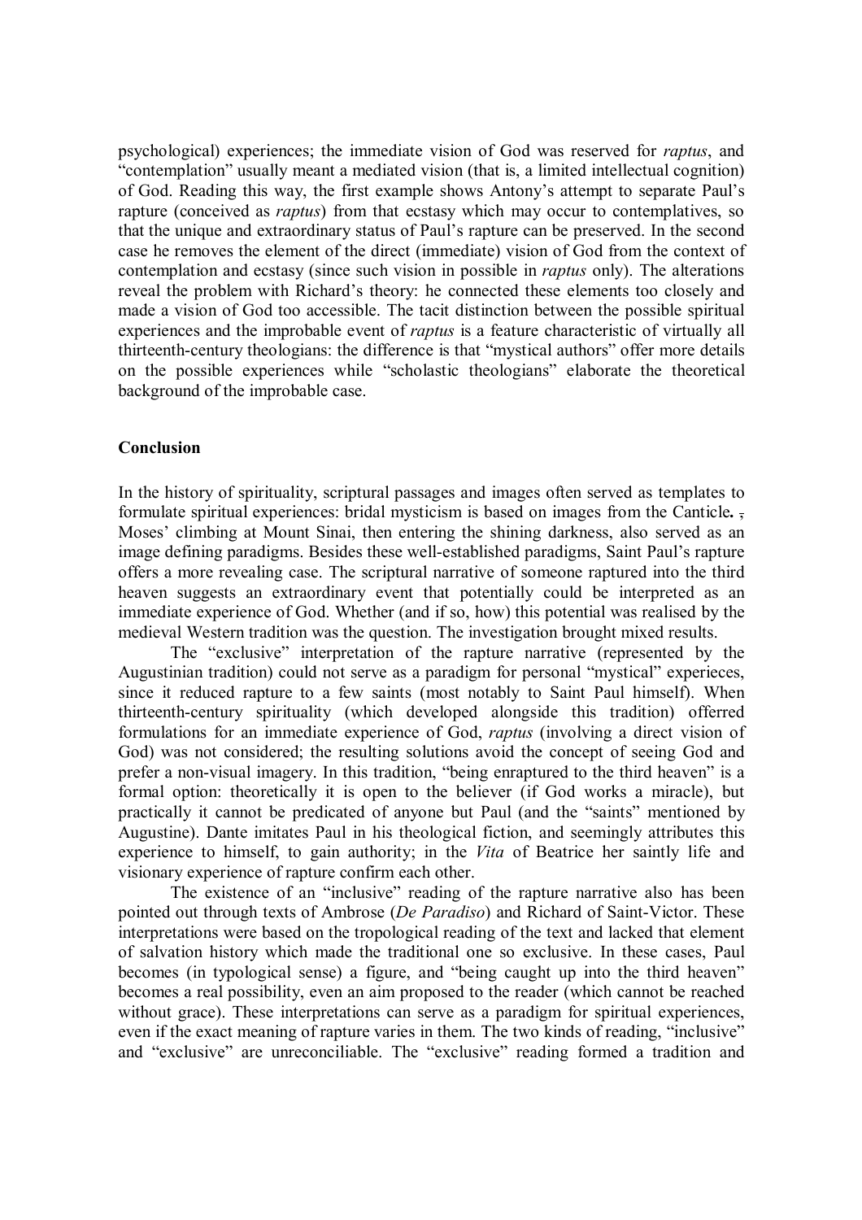psychological) experiences; the immediate vision of God was reserved for *raptus*, and "contemplation" usually meant a mediated vision (that is, a limited intellectual cognition) of God. Reading this way, the first example shows Antony's attempt to separate Paul's rapture (conceived as *raptus*) from that ecstasy which may occur to contemplatives, so that the unique and extraordinary status of Paul's rapture can be preserved. In the second case he removes the element of the direct (immediate) vision of God from the context of contemplation and ecstasy (since such vision in possible in *raptus* only). The alterations reveal the problem with Richard's theory: he connected these elements too closely and made a vision of God too accessible. The tacit distinction between the possible spiritual experiences and the improbable event of *raptus* is a feature characteristic of virtually all thirteenth-century theologians: the difference is that "mystical authors" offer more details on the possible experiences while "scholastic theologians" elaborate the theoretical background of the improbable case.

## Conclusion

In the history of spirituality, scriptural passages and images often served as templates to formulate spiritual experiences: bridal mysticism is based on images from the Canticle**.** ~~,~~ Moses' climbing at Mount Sinai, then entering the shining darkness, also served as an image defining paradigms. Besides these well-established paradigms, Saint Paul's rapture offers a more revealing case. The scriptural narrative of someone raptured into the third heaven suggests an extraordinary event that potentially could be interpreted as an immediate experience of God. Whether (and if so, how) this potential was realised by the medieval Western tradition was the question. The investigation brought mixed results.

The "exclusive" interpretation of the rapture narrative (represented by the Augustinian tradition) could not serve as a paradigm for personal "mystical" experieces, since it reduced rapture to a few saints (most notably to Saint Paul himself). When thirteenth-century spirituality (which developed alongside this tradition) offerred formulations for an immediate experience of God, *raptus* (involving a direct vision of God) was not considered; the resulting solutions avoid the concept of seeing God and prefer a non-visual imagery. In this tradition, "being enraptured to the third heaven" is a formal option: theoretically it is open to the believer (if God works a miracle), but practically it cannot be predicated of anyone but Paul (and the "saints" mentioned by Augustine). Dante imitates Paul in his theological fiction, and seemingly attributes this experience to himself, to gain authority; in the *Vita* of Beatrice her saintly life and visionary experience of rapture confirm each other.

The existence of an "inclusive" reading of the rapture narrative also has been pointed out through texts of Ambrose (*De Paradiso*) and Richard of Saint-Victor. These interpretations were based on the tropological reading of the text and lacked that element of salvation history which made the traditional one so exclusive. In these cases, Paul becomes (in typological sense) a figure, and "being caught up into the third heaven" becomes a real possibility, even an aim proposed to the reader (which cannot be reached without grace). These interpretations can serve as a paradigm for spiritual experiences, even if the exact meaning of rapture varies in them. The two kinds of reading, "inclusive" and "exclusive" are unreconciliable. The "exclusive" reading formed a tradition and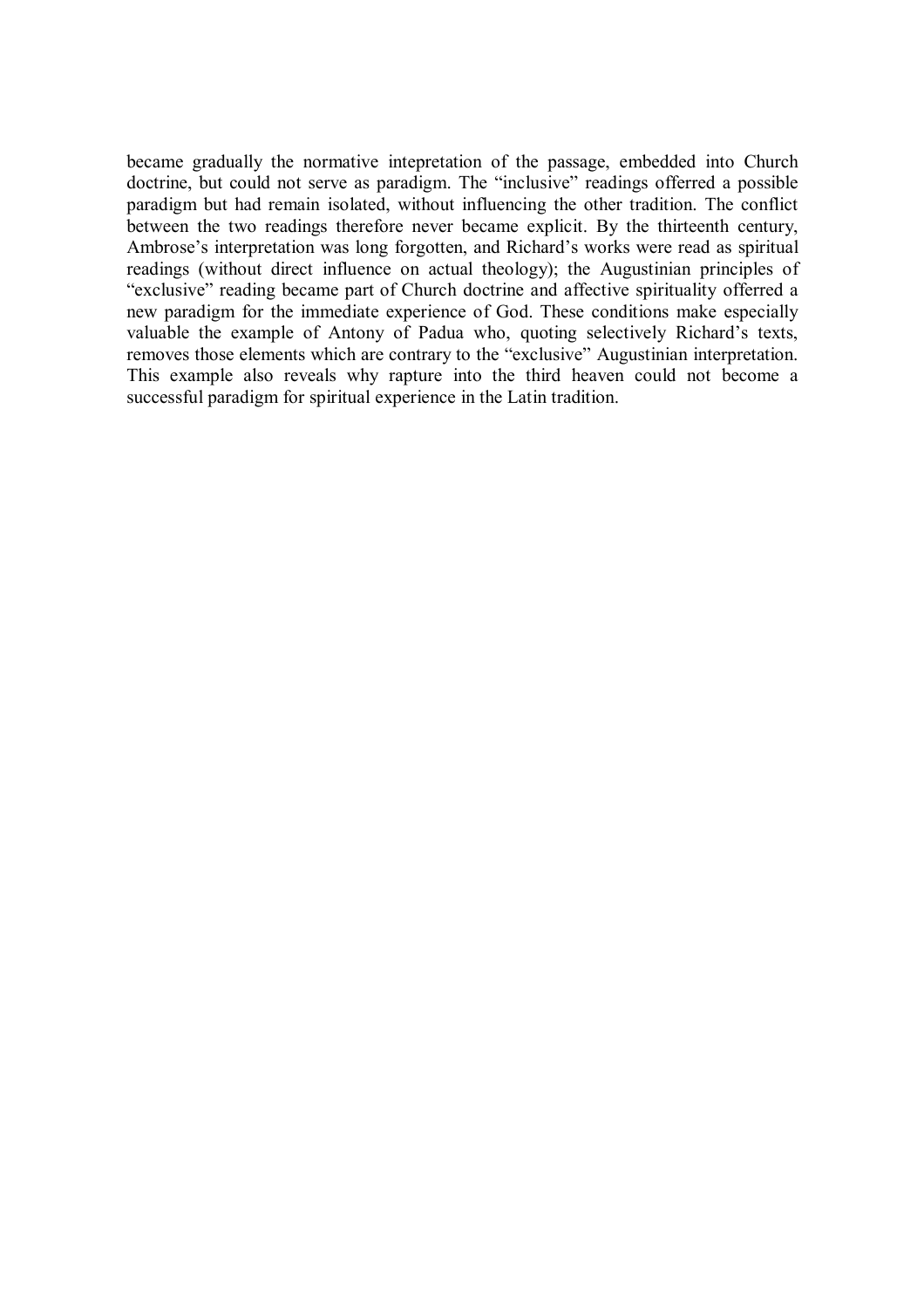became gradually the normative intepretation of the passage, embedded into Church doctrine, but could not serve as paradigm. The “inclusive” readings offerred a possible paradigm but had remain isolated, without influencing the other tradition. The conflict between the two readings therefore never became explicit. By the thirteenth century, Ambrose’s interpretation was long forgotten, and Richard’s works were read as spiritual readings (without direct influence on actual theology); the Augustinian principles of “exclusive” reading became part of Church doctrine and affective spirituality offerred a new paradigm for the immediate experience of God. These conditions make especially valuable the example of Antony of Padua who, quoting selectively Richard’s texts, removes those elements which are contrary to the “exclusive” Augustinian interpretation. This example also reveals why rapture into the third heaven could not become a successful paradigm for spiritual experience in the Latin tradition.